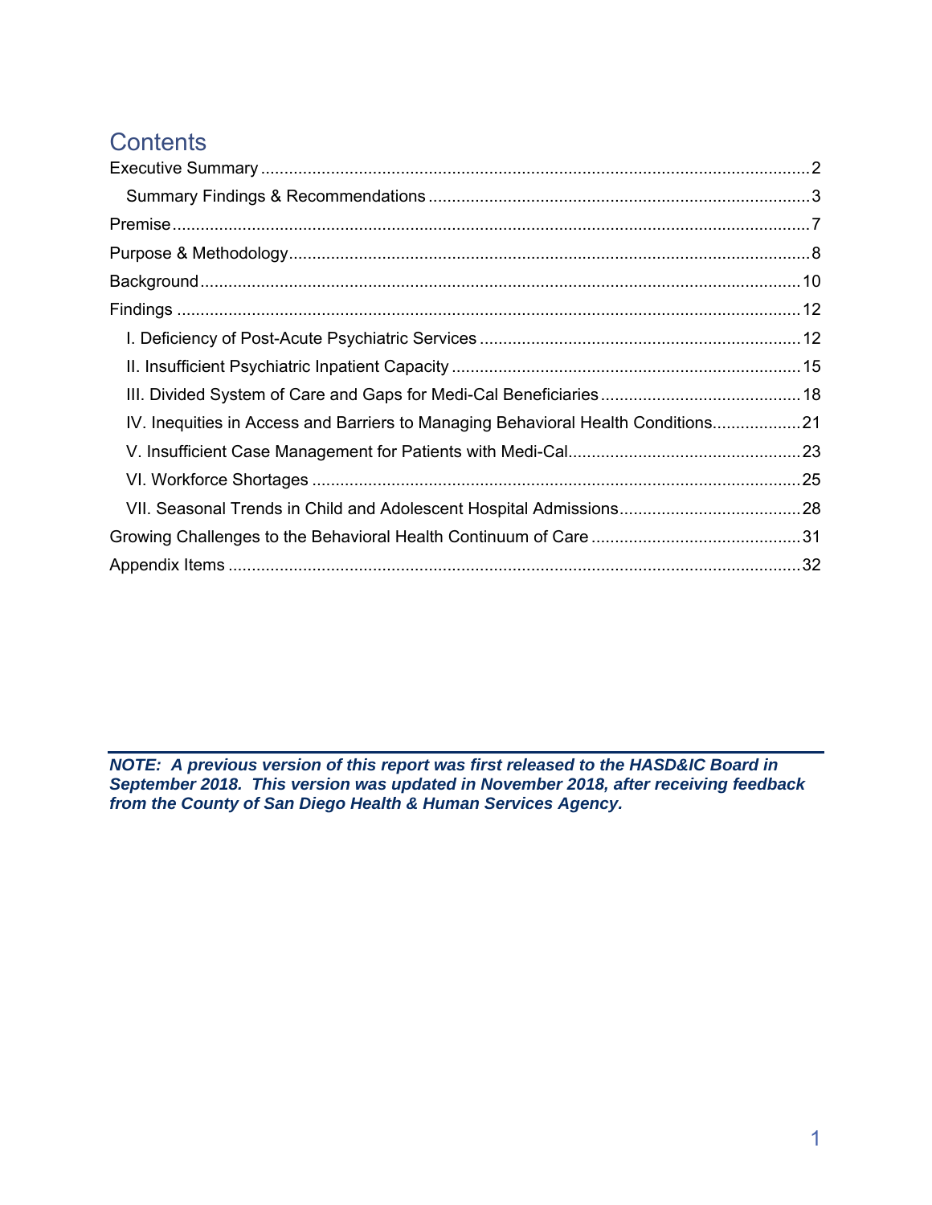# Contents

- Executive Summary .......... 2
  - Summary Findings & Recommendations .......... 3
- Premise .......... 7
- Purpose & Methodology .......... 8
- Background .......... 10
- Findings .......... 12
  - I. Deficiency of Post-Acute Psychiatric Services .......... 12
  - II. Insufficient Psychiatric Inpatient Capacity .......... 15
  - III. Divided System of Care and Gaps for Medi-Cal Beneficiaries .......... 18
  - IV. Inequities in Access and Barriers to Managing Behavioral Health Conditions .......... 21
  - V. Insufficient Case Management for Patients with Medi-Cal .......... 23
  - VI. Workforce Shortages .......... 25
  - VII. Seasonal Trends in Child and Adolescent Hospital Admissions .......... 28
- Growing Challenges to the Behavioral Health Continuum of Care .......... 31
- Appendix Items .......... 32

---

***NOTE: A previous version of this report was first released to the HASD&IC Board in September 2018. This version was updated in November 2018, after receiving feedback from the County of San Diego Health & Human Services Agency.***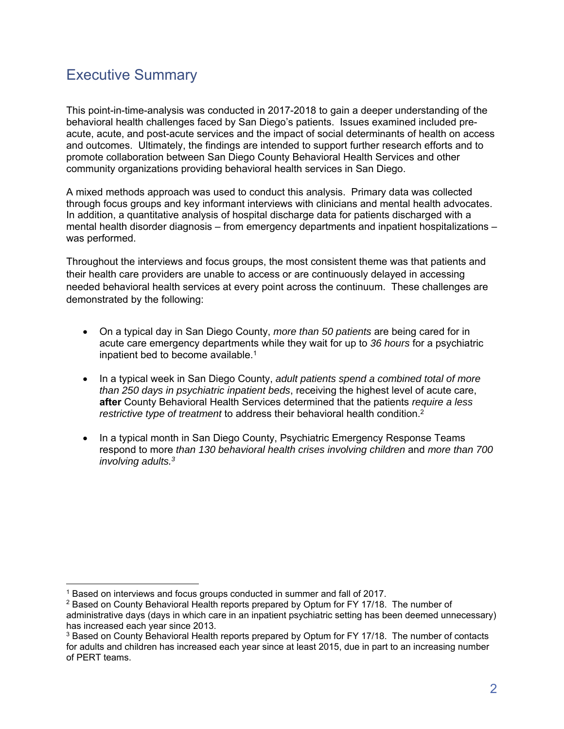# Executive Summary

This point-in-time-analysis was conducted in 2017-2018 to gain a deeper understanding of the behavioral health challenges faced by San Diego's patients. Issues examined included pre-acute, acute, and post-acute services and the impact of social determinants of health on access and outcomes. Ultimately, the findings are intended to support further research efforts and to promote collaboration between San Diego County Behavioral Health Services and other community organizations providing behavioral health services in San Diego.

A mixed methods approach was used to conduct this analysis. Primary data was collected through focus groups and key informant interviews with clinicians and mental health advocates. In addition, a quantitative analysis of hospital discharge data for patients discharged with a mental health disorder diagnosis – from emergency departments and inpatient hospitalizations – was performed.

Throughout the interviews and focus groups, the most consistent theme was that patients and their health care providers are unable to access or are continuously delayed in accessing needed behavioral health services at every point across the continuum. These challenges are demonstrated by the following:

- On a typical day in San Diego County, *more than 50 patients* are being cared for in acute care emergency departments while they wait for up to *36 hours* for a psychiatric inpatient bed to become available.[1]
- In a typical week in San Diego County, *adult patients spend a combined total of more than 250 days in psychiatric inpatient beds*, receiving the highest level of acute care, **after** County Behavioral Health Services determined that the patients *require a less restrictive type of treatment* to address their behavioral health condition.[2]
- In a typical month in San Diego County, Psychiatric Emergency Response Teams respond to more *than 130 behavioral health crises involving children* and *more than 700 involving adults.*[3]

---

[1] Based on interviews and focus groups conducted in summer and fall of 2017.

[2] Based on County Behavioral Health reports prepared by Optum for FY 17/18. The number of administrative days (days in which care in an inpatient psychiatric setting has been deemed unnecessary) has increased each year since 2013.

[3] Based on County Behavioral Health reports prepared by Optum for FY 17/18. The number of contacts for adults and children has increased each year since at least 2015, due in part to an increasing number of PERT teams.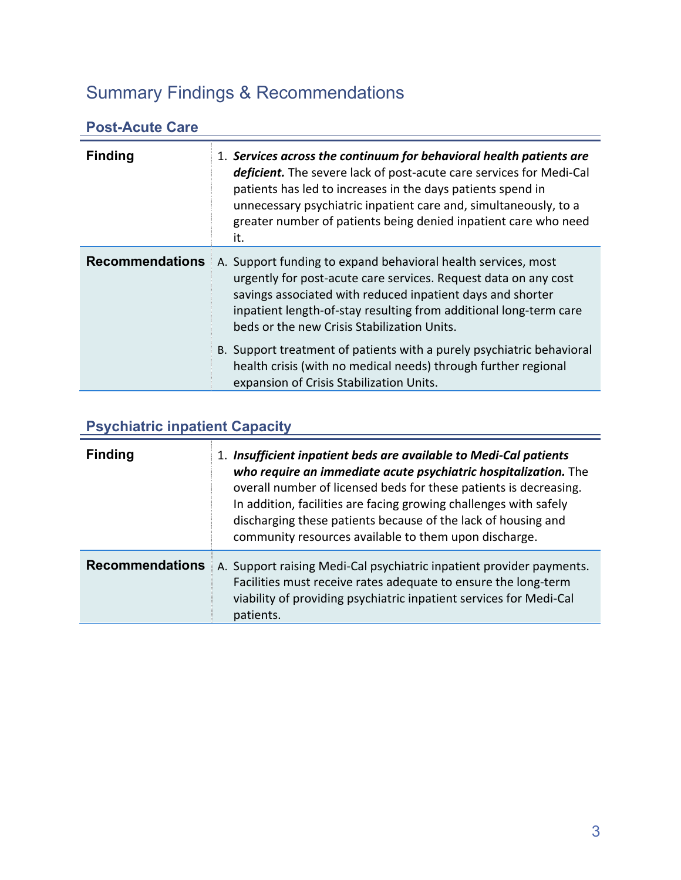## Summary Findings & Recommendations

### Post-Acute Care

| | |
|---|---|
| **Finding** | 1. ***Services across the continuum for behavioral health patients are deficient.*** The severe lack of post-acute care services for Medi-Cal patients has led to increases in the days patients spend in unnecessary psychiatric inpatient care and, simultaneously, to a greater number of patients being denied inpatient care who need it. |
| **Recommendations** | A. Support funding to expand behavioral health services, most urgently for post-acute care services. Request data on any cost savings associated with reduced inpatient days and shorter inpatient length-of-stay resulting from additional long-term care beds or the new Crisis Stabilization Units.<br><br>B. Support treatment of patients with a purely psychiatric behavioral health crisis (with no medical needs) through further regional expansion of Crisis Stabilization Units. |

### Psychiatric inpatient Capacity

| | |
|---|---|
| **Finding** | 1. ***Insufficient inpatient beds are available to Medi-Cal patients who require an immediate acute psychiatric hospitalization.*** The overall number of licensed beds for these patients is decreasing. In addition, facilities are facing growing challenges with safely discharging these patients because of the lack of housing and community resources available to them upon discharge. |
| **Recommendations** | A. Support raising Medi-Cal psychiatric inpatient provider payments. Facilities must receive rates adequate to ensure the long-term viability of providing psychiatric inpatient services for Medi-Cal patients. |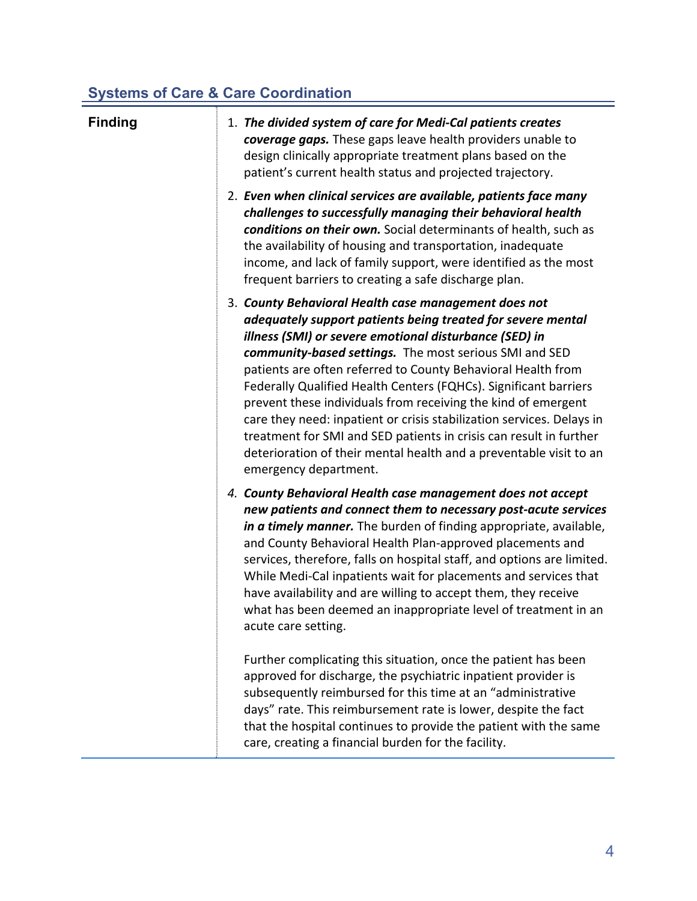## Systems of Care & Care Coordination

| Finding | |
|---|---|
| | 1. ***The divided system of care for Medi-Cal patients creates coverage gaps.*** These gaps leave health providers unable to design clinically appropriate treatment plans based on the patient's current health status and projected trajectory. |
| | 2. ***Even when clinical services are available, patients face many challenges to successfully managing their behavioral health conditions on their own.*** Social determinants of health, such as the availability of housing and transportation, inadequate income, and lack of family support, were identified as the most frequent barriers to creating a safe discharge plan. |
| | 3. ***County Behavioral Health case management does not adequately support patients being treated for severe mental illness (SMI) or severe emotional disturbance (SED) in community-based settings.*** The most serious SMI and SED patients are often referred to County Behavioral Health from Federally Qualified Health Centers (FQHCs). Significant barriers prevent these individuals from receiving the kind of emergent care they need: inpatient or crisis stabilization services. Delays in treatment for SMI and SED patients in crisis can result in further deterioration of their mental health and a preventable visit to an emergency department. |
| | 4. ***County Behavioral Health case management does not accept new patients and connect them to necessary post-acute services in a timely manner.*** The burden of finding appropriate, available, and County Behavioral Health Plan-approved placements and services, therefore, falls on hospital staff, and options are limited. While Medi-Cal inpatients wait for placements and services that have availability and are willing to accept them, they receive what has been deemed an inappropriate level of treatment in an acute care setting.<br><br>Further complicating this situation, once the patient has been approved for discharge, the psychiatric inpatient provider is subsequently reimbursed for this time at an "administrative days" rate. This reimbursement rate is lower, despite the fact that the hospital continues to provide the patient with the same care, creating a financial burden for the facility. |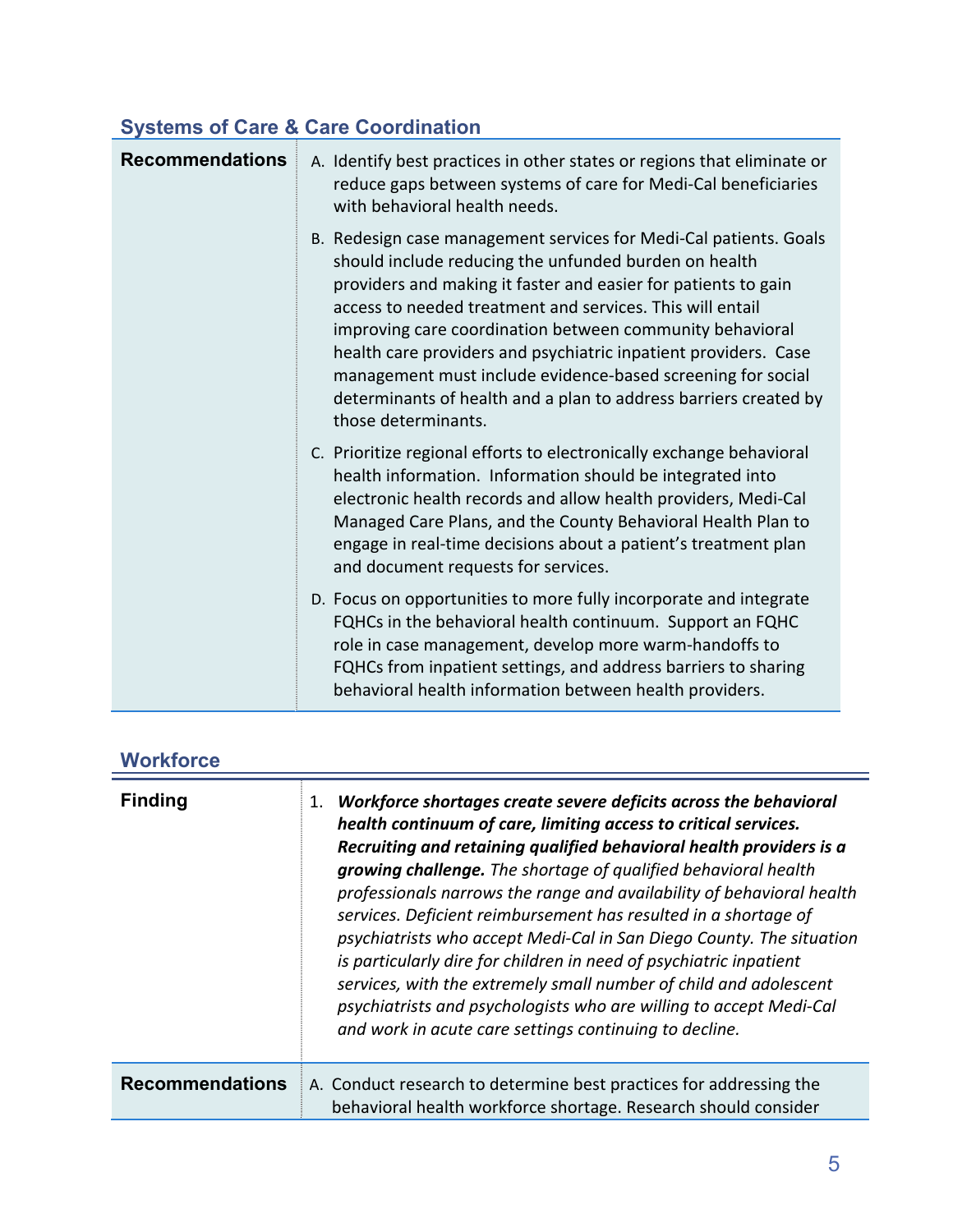## Systems of Care & Care Coordination

| | |
|---|---|
| **Recommendations** | A. Identify best practices in other states or regions that eliminate or reduce gaps between systems of care for Medi-Cal beneficiaries with behavioral health needs.<br><br>B. Redesign case management services for Medi-Cal patients. Goals should include reducing the unfunded burden on health providers and making it faster and easier for patients to gain access to needed treatment and services. This will entail improving care coordination between community behavioral health care providers and psychiatric inpatient providers. Case management must include evidence-based screening for social determinants of health and a plan to address barriers created by those determinants.<br><br>C. Prioritize regional efforts to electronically exchange behavioral health information. Information should be integrated into electronic health records and allow health providers, Medi-Cal Managed Care Plans, and the County Behavioral Health Plan to engage in real-time decisions about a patient's treatment plan and document requests for services.<br><br>D. Focus on opportunities to more fully incorporate and integrate FQHCs in the behavioral health continuum. Support an FQHC role in case management, develop more warm-handoffs to FQHCs from inpatient settings, and address barriers to sharing behavioral health information between health providers. |

## Workforce

| | |
|---|---|
| **Finding** | 1. ***Workforce shortages create severe deficits across the behavioral health continuum of care, limiting access to critical services. Recruiting and retaining qualified behavioral health providers is a growing challenge.*** *The shortage of qualified behavioral health professionals narrows the range and availability of behavioral health services. Deficient reimbursement has resulted in a shortage of psychiatrists who accept Medi-Cal in San Diego County. The situation is particularly dire for children in need of psychiatric inpatient services, with the extremely small number of child and adolescent psychiatrists and psychologists who are willing to accept Medi-Cal and work in acute care settings continuing to decline.* |
| **Recommendations** | A. Conduct research to determine best practices for addressing the behavioral health workforce shortage. Research should consider |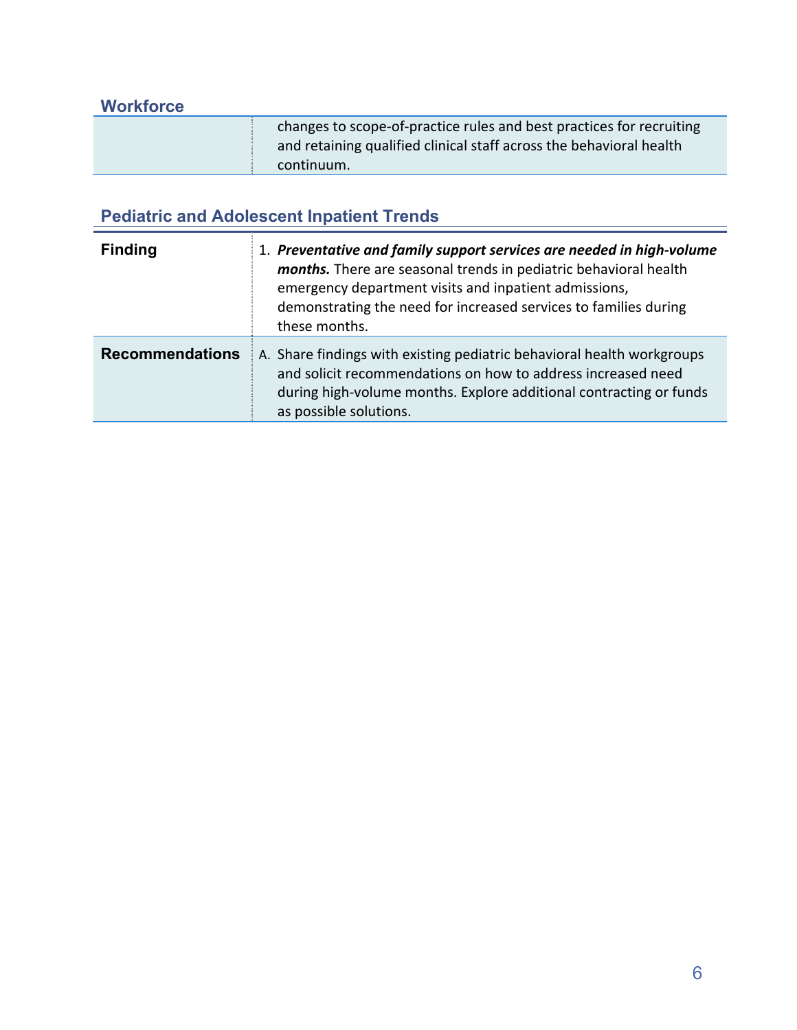## Workforce

| | |
|---|---|
| | changes to scope-of-practice rules and best practices for recruiting and retaining qualified clinical staff across the behavioral health continuum. |

## Pediatric and Adolescent Inpatient Trends

| | |
|---|---|
| **Finding** | 1. ***Preventative and family support services are needed in high-volume months.*** There are seasonal trends in pediatric behavioral health emergency department visits and inpatient admissions, demonstrating the need for increased services to families during these months. |
| **Recommendations** | A. Share findings with existing pediatric behavioral health workgroups and solicit recommendations on how to address increased need during high-volume months. Explore additional contracting or funds as possible solutions. |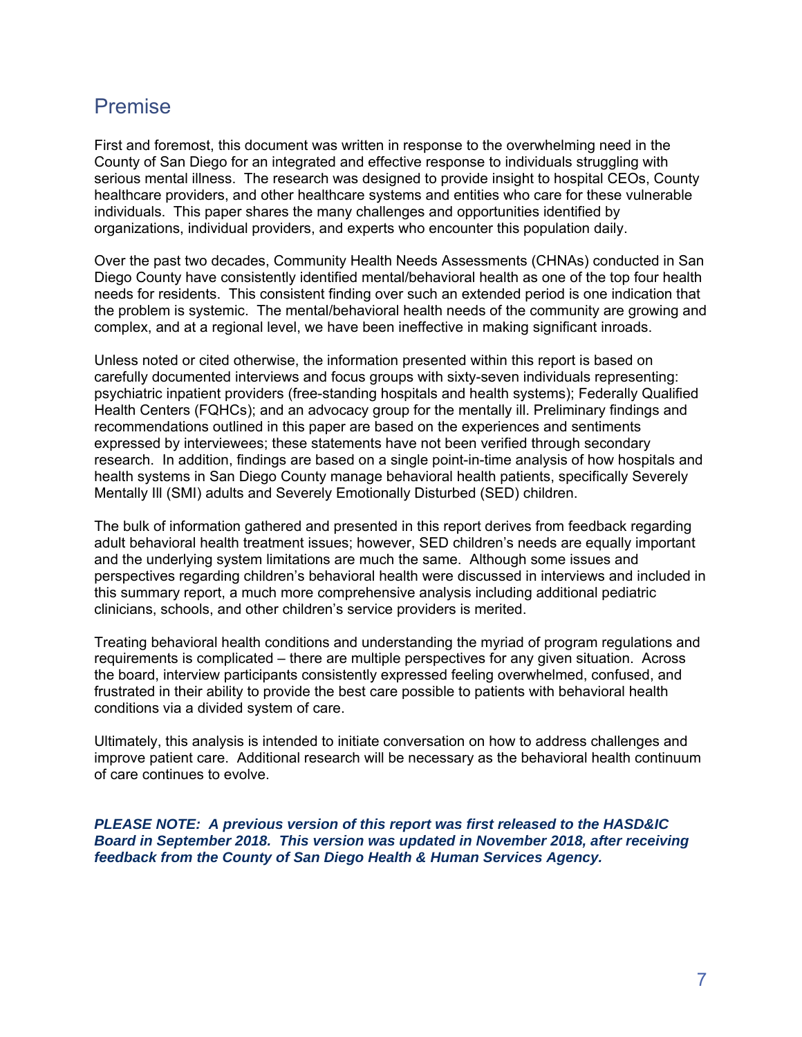# Premise

First and foremost, this document was written in response to the overwhelming need in the County of San Diego for an integrated and effective response to individuals struggling with serious mental illness. The research was designed to provide insight to hospital CEOs, County healthcare providers, and other healthcare systems and entities who care for these vulnerable individuals. This paper shares the many challenges and opportunities identified by organizations, individual providers, and experts who encounter this population daily.

Over the past two decades, Community Health Needs Assessments (CHNAs) conducted in San Diego County have consistently identified mental/behavioral health as one of the top four health needs for residents. This consistent finding over such an extended period is one indication that the problem is systemic. The mental/behavioral health needs of the community are growing and complex, and at a regional level, we have been ineffective in making significant inroads.

Unless noted or cited otherwise, the information presented within this report is based on carefully documented interviews and focus groups with sixty-seven individuals representing: psychiatric inpatient providers (free-standing hospitals and health systems); Federally Qualified Health Centers (FQHCs); and an advocacy group for the mentally ill. Preliminary findings and recommendations outlined in this paper are based on the experiences and sentiments expressed by interviewees; these statements have not been verified through secondary research. In addition, findings are based on a single point-in-time analysis of how hospitals and health systems in San Diego County manage behavioral health patients, specifically Severely Mentally Ill (SMI) adults and Severely Emotionally Disturbed (SED) children.

The bulk of information gathered and presented in this report derives from feedback regarding adult behavioral health treatment issues; however, SED children's needs are equally important and the underlying system limitations are much the same. Although some issues and perspectives regarding children's behavioral health were discussed in interviews and included in this summary report, a much more comprehensive analysis including additional pediatric clinicians, schools, and other children's service providers is merited.

Treating behavioral health conditions and understanding the myriad of program regulations and requirements is complicated – there are multiple perspectives for any given situation. Across the board, interview participants consistently expressed feeling overwhelmed, confused, and frustrated in their ability to provide the best care possible to patients with behavioral health conditions via a divided system of care.

Ultimately, this analysis is intended to initiate conversation on how to address challenges and improve patient care. Additional research will be necessary as the behavioral health continuum of care continues to evolve.

***PLEASE NOTE: A previous version of this report was first released to the HASD&IC Board in September 2018. This version was updated in November 2018, after receiving feedback from the County of San Diego Health & Human Services Agency.***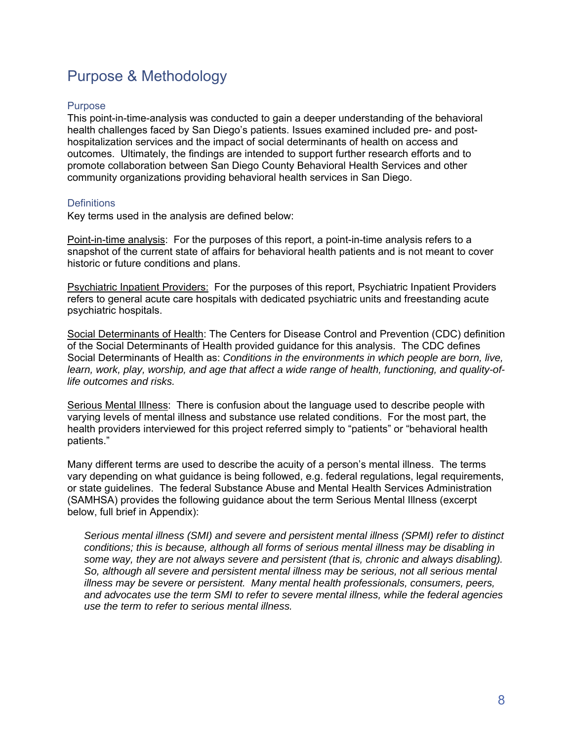# Purpose & Methodology

## Purpose

This point-in-time-analysis was conducted to gain a deeper understanding of the behavioral health challenges faced by San Diego's patients. Issues examined included pre- and post-hospitalization services and the impact of social determinants of health on access and outcomes. Ultimately, the findings are intended to support further research efforts and to promote collaboration between San Diego County Behavioral Health Services and other community organizations providing behavioral health services in San Diego.

## Definitions

Key terms used in the analysis are defined below:

<u>Point-in-time analysis</u>: For the purposes of this report, a point-in-time analysis refers to a snapshot of the current state of affairs for behavioral health patients and is not meant to cover historic or future conditions and plans.

<u>Psychiatric Inpatient Providers:</u> For the purposes of this report, Psychiatric Inpatient Providers refers to general acute care hospitals with dedicated psychiatric units and freestanding acute psychiatric hospitals.

<u>Social Determinants of Health</u>: The Centers for Disease Control and Prevention (CDC) definition of the Social Determinants of Health provided guidance for this analysis. The CDC defines Social Determinants of Health as: *Conditions in the environments in which people are born, live, learn, work, play, worship, and age that affect a wide range of health, functioning, and quality-of-life outcomes and risks.*

<u>Serious Mental Illness</u>: There is confusion about the language used to describe people with varying levels of mental illness and substance use related conditions. For the most part, the health providers interviewed for this project referred simply to "patients" or "behavioral health patients."

Many different terms are used to describe the acuity of a person's mental illness. The terms vary depending on what guidance is being followed, e.g. federal regulations, legal requirements, or state guidelines. The federal Substance Abuse and Mental Health Services Administration (SAMHSA) provides the following guidance about the term Serious Mental Illness (excerpt below, full brief in Appendix):

> *Serious mental illness (SMI) and severe and persistent mental illness (SPMI) refer to distinct conditions; this is because, although all forms of serious mental illness may be disabling in some way, they are not always severe and persistent (that is, chronic and always disabling). So, although all severe and persistent mental illness may be serious, not all serious mental illness may be severe or persistent. Many mental health professionals, consumers, peers, and advocates use the term SMI to refer to severe mental illness, while the federal agencies use the term to refer to serious mental illness.*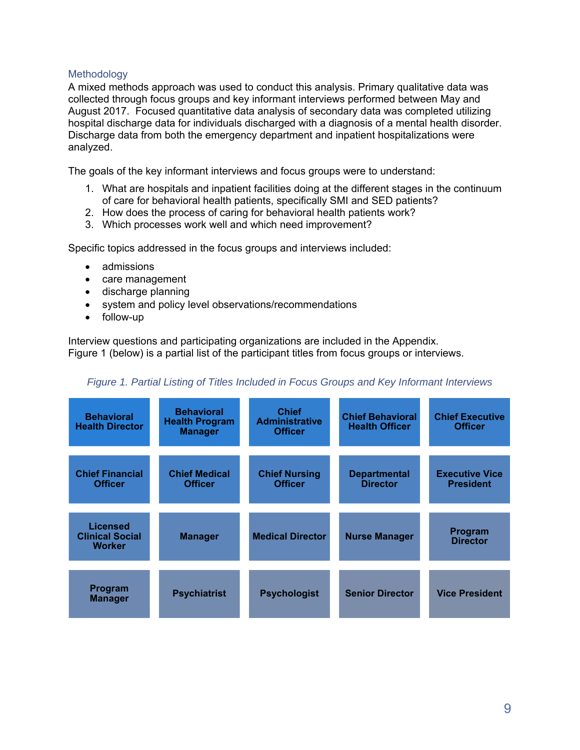## Methodology

A mixed methods approach was used to conduct this analysis. Primary qualitative data was collected through focus groups and key informant interviews performed between May and August 2017. Focused quantitative data analysis of secondary data was completed utilizing hospital discharge data for individuals discharged with a diagnosis of a mental health disorder. Discharge data from both the emergency department and inpatient hospitalizations were analyzed.

The goals of the key informant interviews and focus groups were to understand:

1. What are hospitals and inpatient facilities doing at the different stages in the continuum of care for behavioral health patients, specifically SMI and SED patients?
2. How does the process of caring for behavioral health patients work?
3. Which processes work well and which need improvement?

Specific topics addressed in the focus groups and interviews included:

- admissions
- care management
- discharge planning
- system and policy level observations/recommendations
- follow-up

Interview questions and participating organizations are included in the Appendix.
Figure 1 (below) is a partial list of the participant titles from focus groups or interviews.

*Figure 1. Partial Listing of Titles Included in Focus Groups and Key Informant Interviews*

| | | | | |
|---|---|---|---|---|
| **Behavioral Health Director** | **Behavioral Health Program Manager** | **Chief Administrative Officer** | **Chief Behavioral Health Officer** | **Chief Executive Officer** |
| **Chief Financial Officer** | **Chief Medical Officer** | **Chief Nursing Officer** | **Departmental Director** | **Executive Vice President** |
| **Licensed Clinical Social Worker** | **Manager** | **Medical Director** | **Nurse Manager** | **Program Director** |
| **Program Manager** | **Psychiatrist** | **Psychologist** | **Senior Director** | **Vice President** |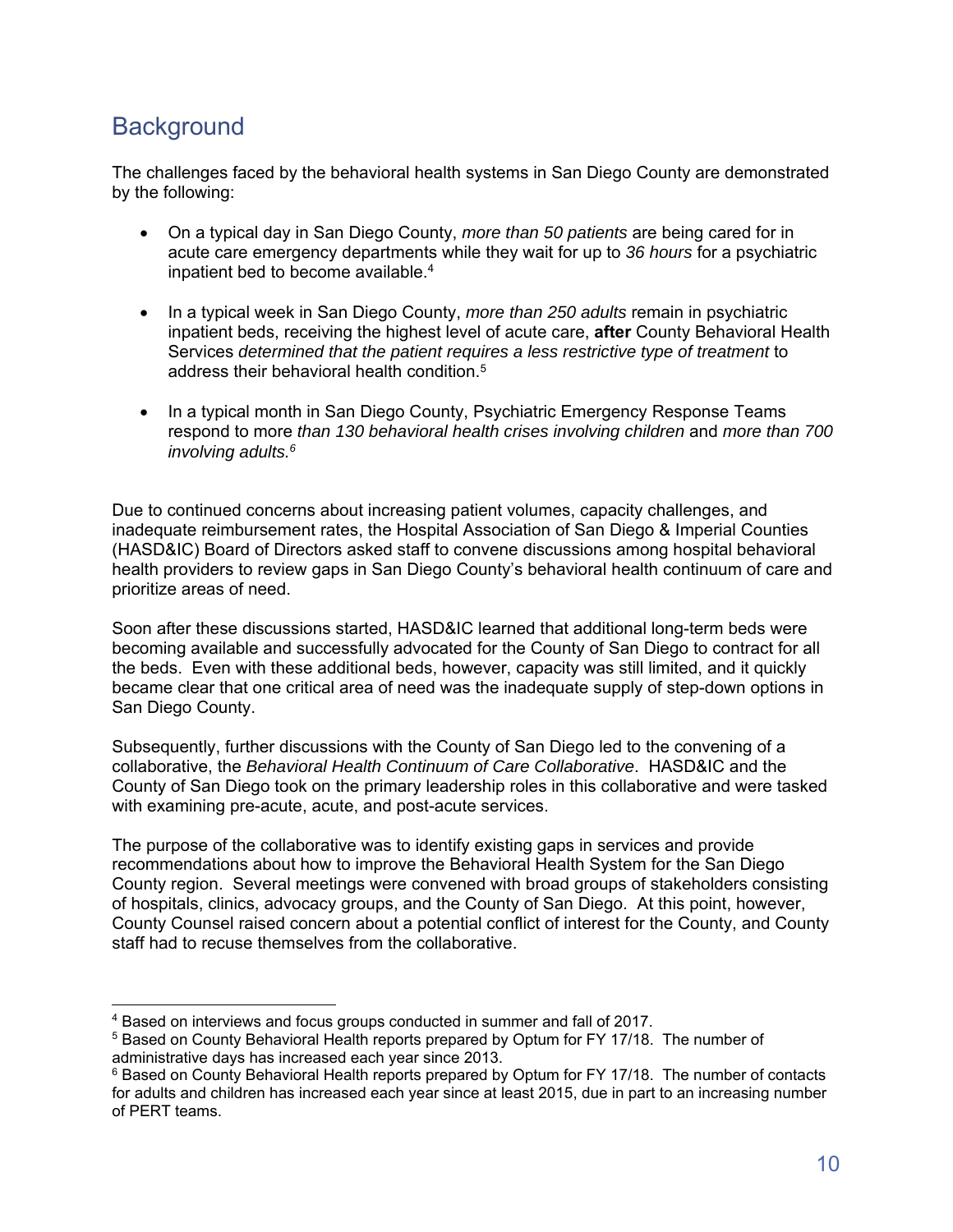## Background

The challenges faced by the behavioral health systems in San Diego County are demonstrated by the following:

- On a typical day in San Diego County, *more than 50 patients* are being cared for in acute care emergency departments while they wait for up to *36 hours* for a psychiatric inpatient bed to become available.[4]

- In a typical week in San Diego County, *more than 250 adults* remain in psychiatric inpatient beds, receiving the highest level of acute care, **after** County Behavioral Health Services *determined that the patient requires a less restrictive type of treatment* to address their behavioral health condition.[5]

- In a typical month in San Diego County, Psychiatric Emergency Response Teams respond to more *than 130 behavioral health crises involving children* and *more than 700 involving adults.*[6]

Due to continued concerns about increasing patient volumes, capacity challenges, and inadequate reimbursement rates, the Hospital Association of San Diego & Imperial Counties (HASD&IC) Board of Directors asked staff to convene discussions among hospital behavioral health providers to review gaps in San Diego County's behavioral health continuum of care and prioritize areas of need.

Soon after these discussions started, HASD&IC learned that additional long-term beds were becoming available and successfully advocated for the County of San Diego to contract for all the beds. Even with these additional beds, however, capacity was still limited, and it quickly became clear that one critical area of need was the inadequate supply of step-down options in San Diego County.

Subsequently, further discussions with the County of San Diego led to the convening of a collaborative, the *Behavioral Health Continuum of Care Collaborative*. HASD&IC and the County of San Diego took on the primary leadership roles in this collaborative and were tasked with examining pre-acute, acute, and post-acute services.

The purpose of the collaborative was to identify existing gaps in services and provide recommendations about how to improve the Behavioral Health System for the San Diego County region. Several meetings were convened with broad groups of stakeholders consisting of hospitals, clinics, advocacy groups, and the County of San Diego. At this point, however, County Counsel raised concern about a potential conflict of interest for the County, and County staff had to recuse themselves from the collaborative.

---

[4] Based on interviews and focus groups conducted in summer and fall of 2017.

[5] Based on County Behavioral Health reports prepared by Optum for FY 17/18. The number of administrative days has increased each year since 2013.

[6] Based on County Behavioral Health reports prepared by Optum for FY 17/18. The number of contacts for adults and children has increased each year since at least 2015, due in part to an increasing number of PERT teams.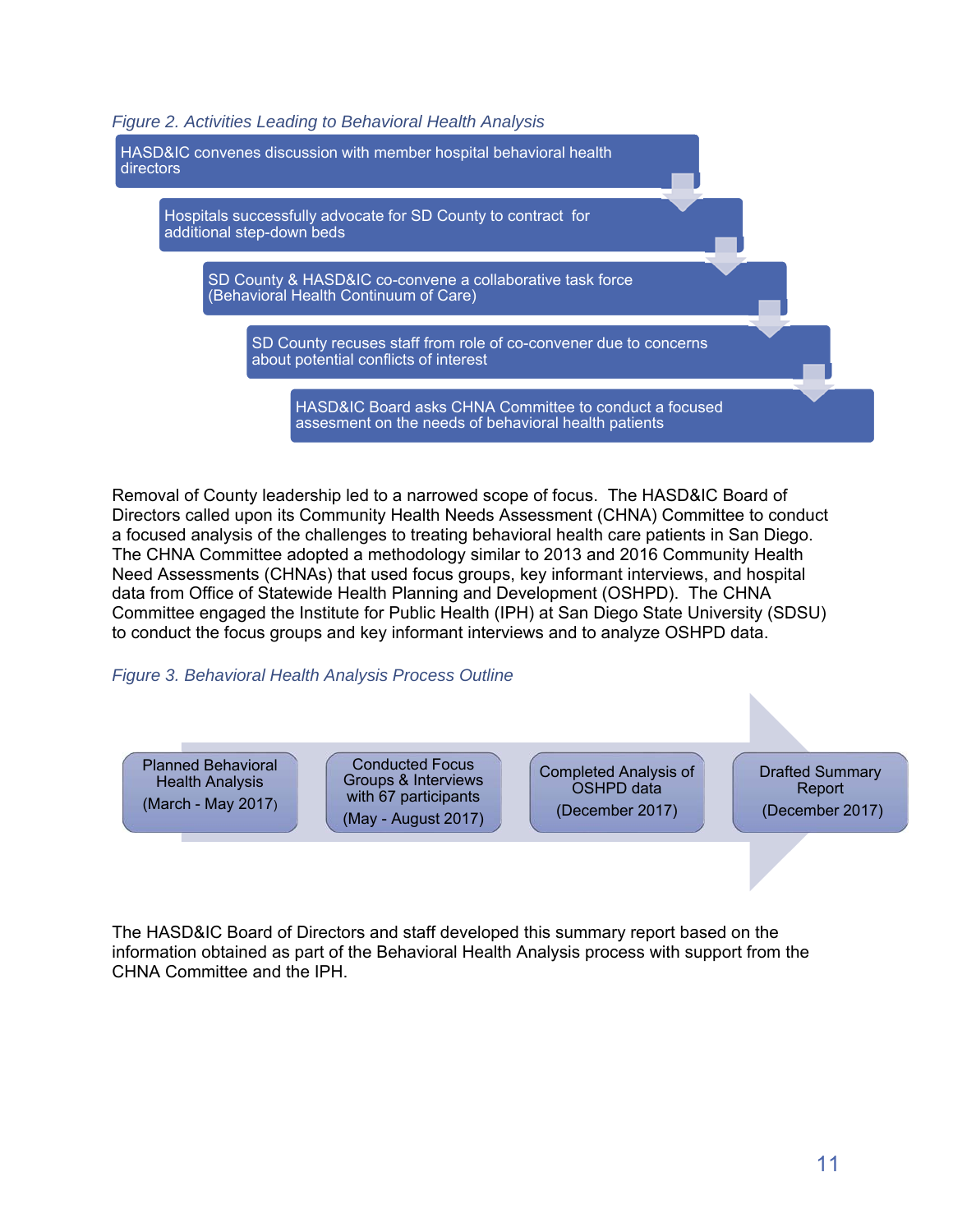*Figure 2. Activities Leading to Behavioral Health Analysis*

1. HASD&IC convenes discussion with member hospital behavioral health directors
2. Hospitals successfully advocate for SD County to contract for additional step-down beds
3. SD County & HASD&IC co-convene a collaborative task force (Behavioral Health Continuum of Care)
4. SD County recuses staff from role of co-convener due to concerns about potential conflicts of interest
5. HASD&IC Board asks CHNA Committee to conduct a focused assesment on the needs of behavioral health patients

Removal of County leadership led to a narrowed scope of focus. The HASD&IC Board of Directors called upon its Community Health Needs Assessment (CHNA) Committee to conduct a focused analysis of the challenges to treating behavioral health care patients in San Diego. The CHNA Committee adopted a methodology similar to 2013 and 2016 Community Health Need Assessments (CHNAs) that used focus groups, key informant interviews, and hospital data from Office of Statewide Health Planning and Development (OSHPD). The CHNA Committee engaged the Institute for Public Health (IPH) at San Diego State University (SDSU) to conduct the focus groups and key informant interviews and to analyze OSHPD data.

*Figure 3. Behavioral Health Analysis Process Outline*

1. Planned Behavioral Health Analysis (March - May 2017)
2. Conducted Focus Groups & Interviews with 67 participants (May - August 2017)
3. Completed Analysis of OSHPD data (December 2017)
4. Drafted Summary Report (December 2017)

The HASD&IC Board of Directors and staff developed this summary report based on the information obtained as part of the Behavioral Health Analysis process with support from the CHNA Committee and the IPH.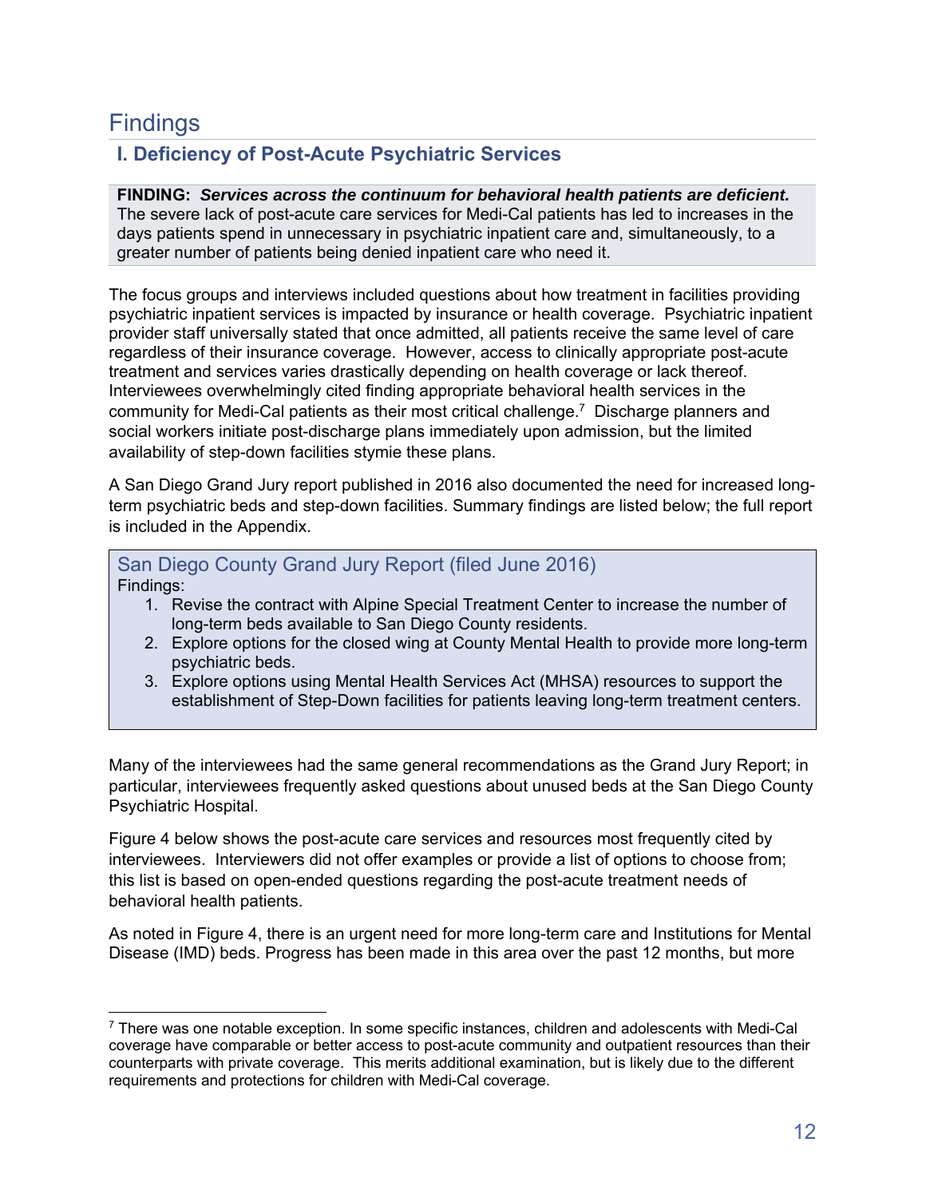# Findings

## I. Deficiency of Post-Acute Psychiatric Services

**FINDING:** ***Services across the continuum for behavioral health patients are deficient.*** The severe lack of post-acute care services for Medi-Cal patients has led to increases in the days patients spend in unnecessary in psychiatric inpatient care and, simultaneously, to a greater number of patients being denied inpatient care who need it.

The focus groups and interviews included questions about how treatment in facilities providing psychiatric inpatient services is impacted by insurance or health coverage. Psychiatric inpatient provider staff universally stated that once admitted, all patients receive the same level of care regardless of their insurance coverage. However, access to clinically appropriate post-acute treatment and services varies drastically depending on health coverage or lack thereof. Interviewees overwhelmingly cited finding appropriate behavioral health services in the community for Medi-Cal patients as their most critical challenge.[7] Discharge planners and social workers initiate post-discharge plans immediately upon admission, but the limited availability of step-down facilities stymie these plans.

A San Diego Grand Jury report published in 2016 also documented the need for increased long-term psychiatric beds and step-down facilities. Summary findings are listed below; the full report is included in the Appendix.

> **San Diego County Grand Jury Report (filed June 2016)**
>
> Findings:
>
> 1. Revise the contract with Alpine Special Treatment Center to increase the number of long-term beds available to San Diego County residents.
> 2. Explore options for the closed wing at County Mental Health to provide more long-term psychiatric beds.
> 3. Explore options using Mental Health Services Act (MHSA) resources to support the establishment of Step-Down facilities for patients leaving long-term treatment centers.

Many of the interviewees had the same general recommendations as the Grand Jury Report; in particular, interviewees frequently asked questions about unused beds at the San Diego County Psychiatric Hospital.

Figure 4 below shows the post-acute care services and resources most frequently cited by interviewees. Interviewers did not offer examples or provide a list of options to choose from; this list is based on open-ended questions regarding the post-acute treatment needs of behavioral health patients.

As noted in Figure 4, there is an urgent need for more long-term care and Institutions for Mental Disease (IMD) beds. Progress has been made in this area over the past 12 months, but more

---

[7] There was one notable exception. In some specific instances, children and adolescents with Medi-Cal coverage have comparable or better access to post-acute community and outpatient resources than their counterparts with private coverage. This merits additional examination, but is likely due to the different requirements and protections for children with Medi-Cal coverage.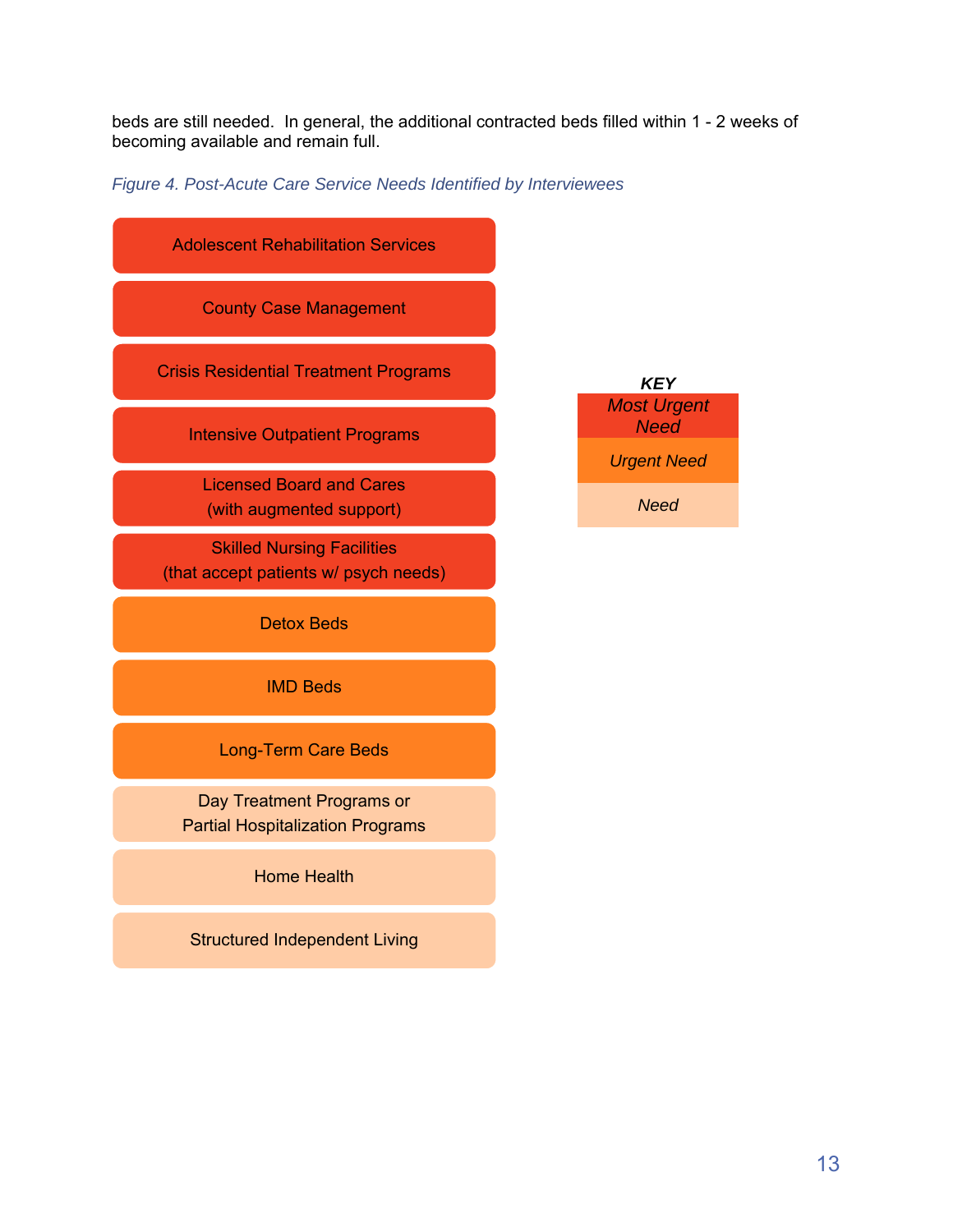beds are still needed. In general, the additional contracted beds filled within 1 - 2 weeks of becoming available and remain full.

*Figure 4. Post-Acute Care Service Needs Identified by Interviewees*

| Service | Level of Need |
| --- | --- |
| Adolescent Rehabilitation Services | Most Urgent Need |
| County Case Management | Most Urgent Need |
| Crisis Residential Treatment Programs | Most Urgent Need |
| Intensive Outpatient Programs | Most Urgent Need |
| Licensed Board and Cares (with augmented support) | Most Urgent Need |
| Skilled Nursing Facilities (that accept patients w/ psych needs) | Most Urgent Need |
| Detox Beds | Urgent Need |
| IMD Beds | Urgent Need |
| Long-Term Care Beds | Urgent Need |
| Day Treatment Programs or Partial Hospitalization Programs | Need |
| Home Health | Need |
| Structured Independent Living | Need |

***KEY***

- *Most Urgent Need*
- *Urgent Need*
- *Need*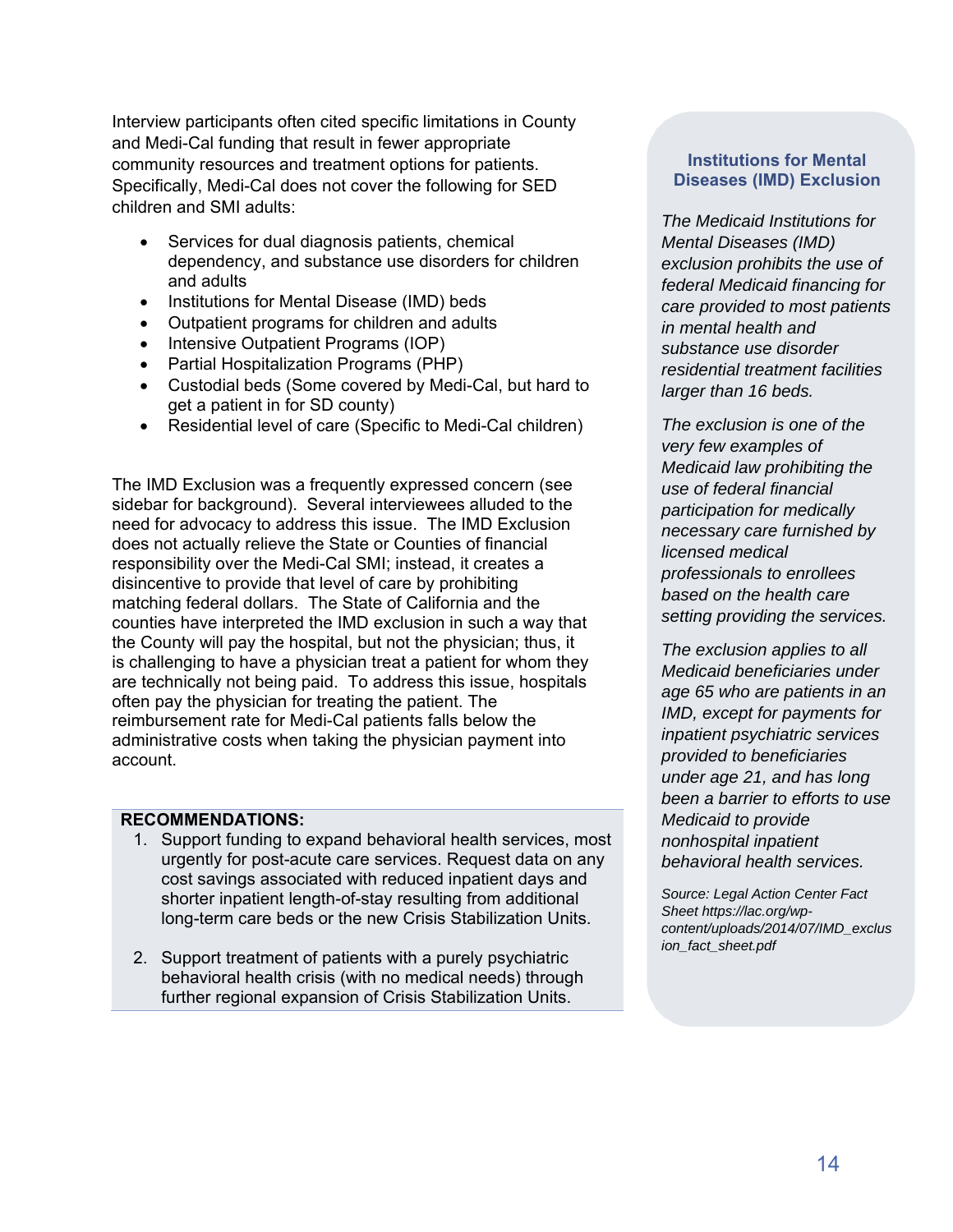Interview participants often cited specific limitations in County and Medi-Cal funding that result in fewer appropriate community resources and treatment options for patients. Specifically, Medi-Cal does not cover the following for SED children and SMI adults:

- Services for dual diagnosis patients, chemical dependency, and substance use disorders for children and adults
- Institutions for Mental Disease (IMD) beds
- Outpatient programs for children and adults
- Intensive Outpatient Programs (IOP)
- Partial Hospitalization Programs (PHP)
- Custodial beds (Some covered by Medi-Cal, but hard to get a patient in for SD county)
- Residential level of care (Specific to Medi-Cal children)

The IMD Exclusion was a frequently expressed concern (see sidebar for background). Several interviewees alluded to the need for advocacy to address this issue. The IMD Exclusion does not actually relieve the State or Counties of financial responsibility over the Medi-Cal SMI; instead, it creates a disincentive to provide that level of care by prohibiting matching federal dollars. The State of California and the counties have interpreted the IMD exclusion in such a way that the County will pay the hospital, but not the physician; thus, it is challenging to have a physician treat a patient for whom they are technically not being paid. To address this issue, hospitals often pay the physician for treating the patient. The reimbursement rate for Medi-Cal patients falls below the administrative costs when taking the physician payment into account.

**RECOMMENDATIONS:**

1. Support funding to expand behavioral health services, most urgently for post-acute care services. Request data on any cost savings associated with reduced inpatient days and shorter inpatient length-of-stay resulting from additional long-term care beds or the new Crisis Stabilization Units.

2. Support treatment of patients with a purely psychiatric behavioral health crisis (with no medical needs) through further regional expansion of Crisis Stabilization Units.

### Institutions for Mental Diseases (IMD) Exclusion

*The Medicaid Institutions for Mental Diseases (IMD) exclusion prohibits the use of federal Medicaid financing for care provided to most patients in mental health and substance use disorder residential treatment facilities larger than 16 beds.*

*The exclusion is one of the very few examples of Medicaid law prohibiting the use of federal financial participation for medically necessary care furnished by licensed medical professionals to enrollees based on the health care setting providing the services.*

*The exclusion applies to all Medicaid beneficiaries under age 65 who are patients in an IMD, except for payments for inpatient psychiatric services provided to beneficiaries under age 21, and has long been a barrier to efforts to use Medicaid to provide nonhospital inpatient behavioral health services.*

*Source: Legal Action Center Fact Sheet https://lac.org/wp-content/uploads/2014/07/IMD_exclusion_fact_sheet.pdf*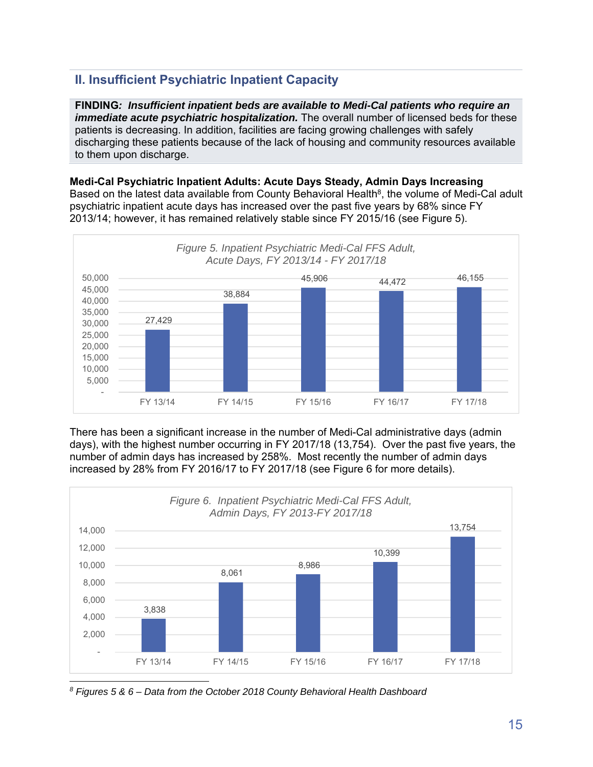## II. Insufficient Psychiatric Inpatient Capacity

**FINDING*: Insufficient inpatient beds are available to Medi-Cal patients who require an immediate acute psychiatric hospitalization.*** The overall number of licensed beds for these patients is decreasing. In addition, facilities are facing growing challenges with safely discharging these patients because of the lack of housing and community resources available to them upon discharge.

**Medi-Cal Psychiatric Inpatient Adults: Acute Days Steady, Admin Days Increasing**
Based on the latest data available from County Behavioral Health[8], the volume of Medi-Cal adult psychiatric inpatient acute days has increased over the past five years by 68% since FY 2013/14; however, it has remained relatively stable since FY 2015/16 (see Figure 5).

*Figure 5. Inpatient Psychiatric Medi-Cal FFS Adult, Acute Days, FY 2013/14 - FY 2017/18*

| Fiscal Year | Acute Days |
|---|---|
| FY 13/14 | 27,429 |
| FY 14/15 | 38,884 |
| FY 15/16 | 45,906 |
| FY 16/17 | 44,472 |
| FY 17/18 | 46,155 |

There has been a significant increase in the number of Medi-Cal administrative days (admin days), with the highest number occurring in FY 2017/18 (13,754). Over the past five years, the number of admin days has increased by 258%. Most recently the number of admin days increased by 28% from FY 2016/17 to FY 2017/18 (see Figure 6 for more details).

*Figure 6. Inpatient Psychiatric Medi-Cal FFS Adult, Admin Days, FY 2013-FY 2017/18*

| Fiscal Year | Admin Days |
|---|---|
| FY 13/14 | 3,838 |
| FY 14/15 | 8,061 |
| FY 15/16 | 8,986 |
| FY 16/17 | 10,399 |
| FY 17/18 | 13,754 |

[8] *Figures 5 & 6 – Data from the October 2018 County Behavioral Health Dashboard*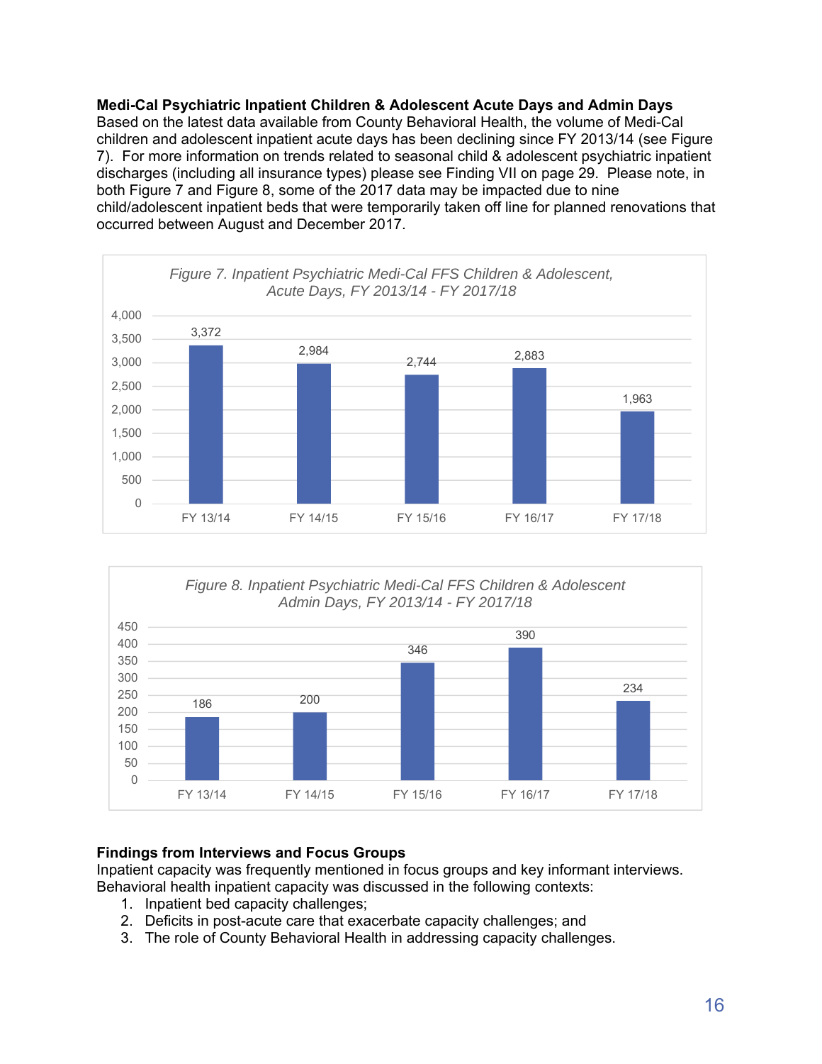**Medi-Cal Psychiatric Inpatient Children & Adolescent Acute Days and Admin Days**
Based on the latest data available from County Behavioral Health, the volume of Medi-Cal children and adolescent inpatient acute days has been declining since FY 2013/14 (see Figure 7). For more information on trends related to seasonal child & adolescent psychiatric inpatient discharges (including all insurance types) please see Finding VII on page 29. Please note, in both Figure 7 and Figure 8, some of the 2017 data may be impacted due to nine child/adolescent inpatient beds that were temporarily taken off line for planned renovations that occurred between August and December 2017.

*Figure 7. Inpatient Psychiatric Medi-Cal FFS Children & Adolescent, Acute Days, FY 2013/14 - FY 2017/18*

| FY 13/14 | FY 14/15 | FY 15/16 | FY 16/17 | FY 17/18 |
|---|---|---|---|---|
| 3,372 | 2,984 | 2,744 | 2,883 | 1,963 |

*Figure 8. Inpatient Psychiatric Medi-Cal FFS Children & Adolescent Admin Days, FY 2013/14 - FY 2017/18*

| FY 13/14 | FY 14/15 | FY 15/16 | FY 16/17 | FY 17/18 |
|---|---|---|---|---|
| 186 | 200 | 346 | 390 | 234 |

**Findings from Interviews and Focus Groups**
Inpatient capacity was frequently mentioned in focus groups and key informant interviews. Behavioral health inpatient capacity was discussed in the following contexts:

1. Inpatient bed capacity challenges;
2. Deficits in post-acute care that exacerbate capacity challenges; and
3. The role of County Behavioral Health in addressing capacity challenges.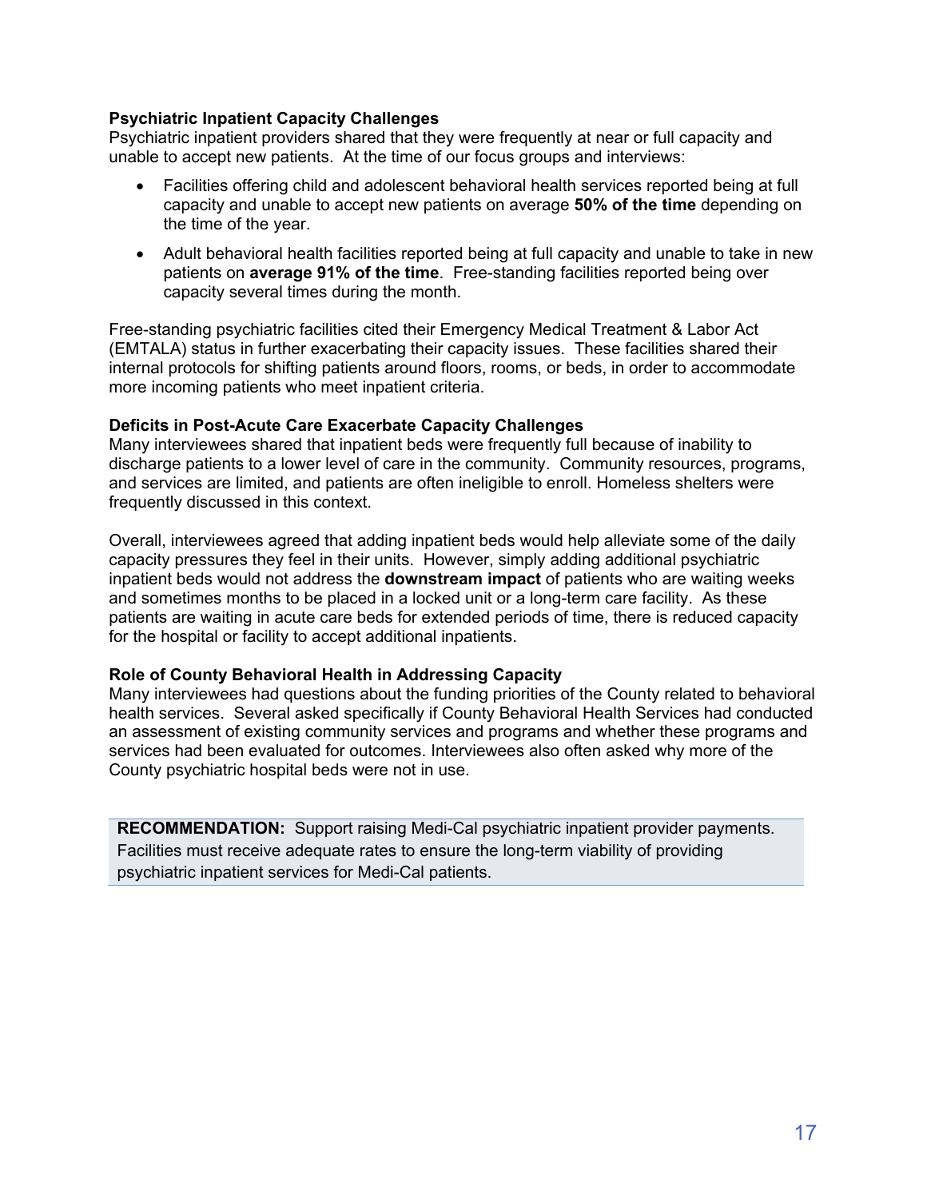### Psychiatric Inpatient Capacity Challenges

Psychiatric inpatient providers shared that they were frequently at near or full capacity and unable to accept new patients. At the time of our focus groups and interviews:

- Facilities offering child and adolescent behavioral health services reported being at full capacity and unable to accept new patients on average **50% of the time** depending on the time of the year.
- Adult behavioral health facilities reported being at full capacity and unable to take in new patients on **average 91% of the time**. Free-standing facilities reported being over capacity several times during the month.

Free-standing psychiatric facilities cited their Emergency Medical Treatment & Labor Act (EMTALA) status in further exacerbating their capacity issues. These facilities shared their internal protocols for shifting patients around floors, rooms, or beds, in order to accommodate more incoming patients who meet inpatient criteria.

### Deficits in Post-Acute Care Exacerbate Capacity Challenges

Many interviewees shared that inpatient beds were frequently full because of inability to discharge patients to a lower level of care in the community. Community resources, programs, and services are limited, and patients are often ineligible to enroll. Homeless shelters were frequently discussed in this context.

Overall, interviewees agreed that adding inpatient beds would help alleviate some of the daily capacity pressures they feel in their units. However, simply adding additional psychiatric inpatient beds would not address the **downstream impact** of patients who are waiting weeks and sometimes months to be placed in a locked unit or a long-term care facility. As these patients are waiting in acute care beds for extended periods of time, there is reduced capacity for the hospital or facility to accept additional inpatients.

### Role of County Behavioral Health in Addressing Capacity

Many interviewees had questions about the funding priorities of the County related to behavioral health services. Several asked specifically if County Behavioral Health Services had conducted an assessment of existing community services and programs and whether these programs and services had been evaluated for outcomes. Interviewees also often asked why more of the County psychiatric hospital beds were not in use.

> **RECOMMENDATION:** Support raising Medi-Cal psychiatric inpatient provider payments. Facilities must receive adequate rates to ensure the long-term viability of providing psychiatric inpatient services for Medi-Cal patients.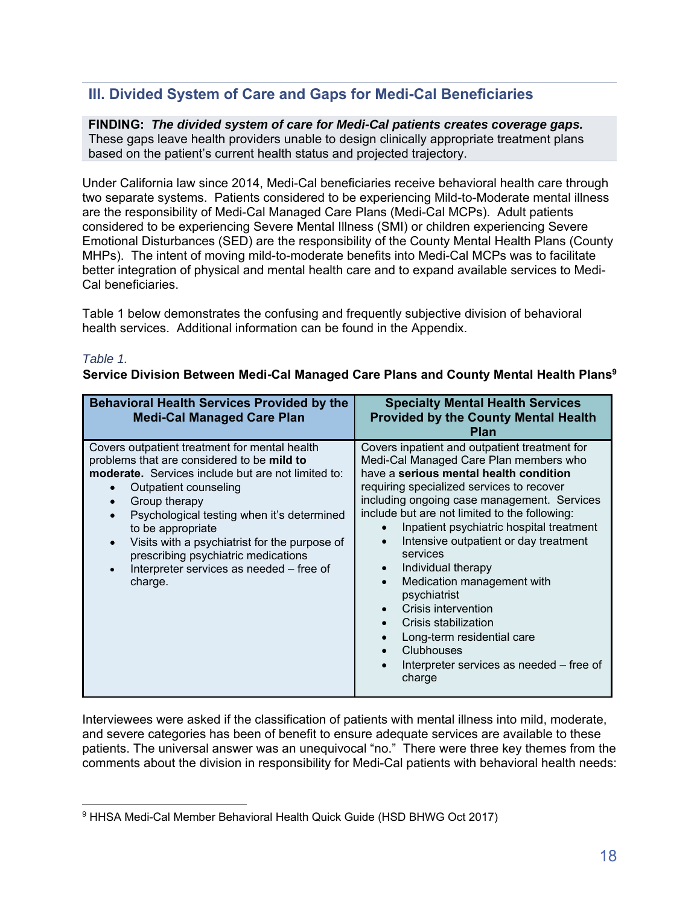## III. Divided System of Care and Gaps for Medi-Cal Beneficiaries

**FINDING:** ***The divided system of care for Medi-Cal patients creates coverage gaps.*** These gaps leave health providers unable to design clinically appropriate treatment plans based on the patient's current health status and projected trajectory.

Under California law since 2014, Medi-Cal beneficiaries receive behavioral health care through two separate systems. Patients considered to be experiencing Mild-to-Moderate mental illness are the responsibility of Medi-Cal Managed Care Plans (Medi-Cal MCPs). Adult patients considered to be experiencing Severe Mental Illness (SMI) or children experiencing Severe Emotional Disturbances (SED) are the responsibility of the County Mental Health Plans (County MHPs). The intent of moving mild-to-moderate benefits into Medi-Cal MCPs was to facilitate better integration of physical and mental health care and to expand available services to Medi-Cal beneficiaries.

Table 1 below demonstrates the confusing and frequently subjective division of behavioral health services. Additional information can be found in the Appendix.

*Table 1.*

**Service Division Between Medi-Cal Managed Care Plans and County Mental Health Plans**[9]

| Behavioral Health Services Provided by the Medi-Cal Managed Care Plan | Specialty Mental Health Services Provided by the County Mental Health Plan |
|---|---|
| Covers outpatient treatment for mental health problems that are considered to be **mild to moderate.** Services include but are not limited to:<br>• Outpatient counseling<br>• Group therapy<br>• Psychological testing when it's determined to be appropriate<br>• Visits with a psychiatrist for the purpose of prescribing psychiatric medications<br>• Interpreter services as needed – free of charge. | Covers inpatient and outpatient treatment for Medi-Cal Managed Care Plan members who have a **serious mental health condition** requiring specialized services to recover including ongoing case management. Services include but are not limited to the following:<br>• Inpatient psychiatric hospital treatment<br>• Intensive outpatient or day treatment services<br>• Individual therapy<br>• Medication management with psychiatrist<br>• Crisis intervention<br>• Crisis stabilization<br>• Long-term residential care<br>• Clubhouses<br>• Interpreter services as needed – free of charge |

Interviewees were asked if the classification of patients with mental illness into mild, moderate, and severe categories has been of benefit to ensure adequate services are available to these patients. The universal answer was an unequivocal "no." There were three key themes from the comments about the division in responsibility for Medi-Cal patients with behavioral health needs:

---

[9] HHSA Medi-Cal Member Behavioral Health Quick Guide (HSD BHWG Oct 2017)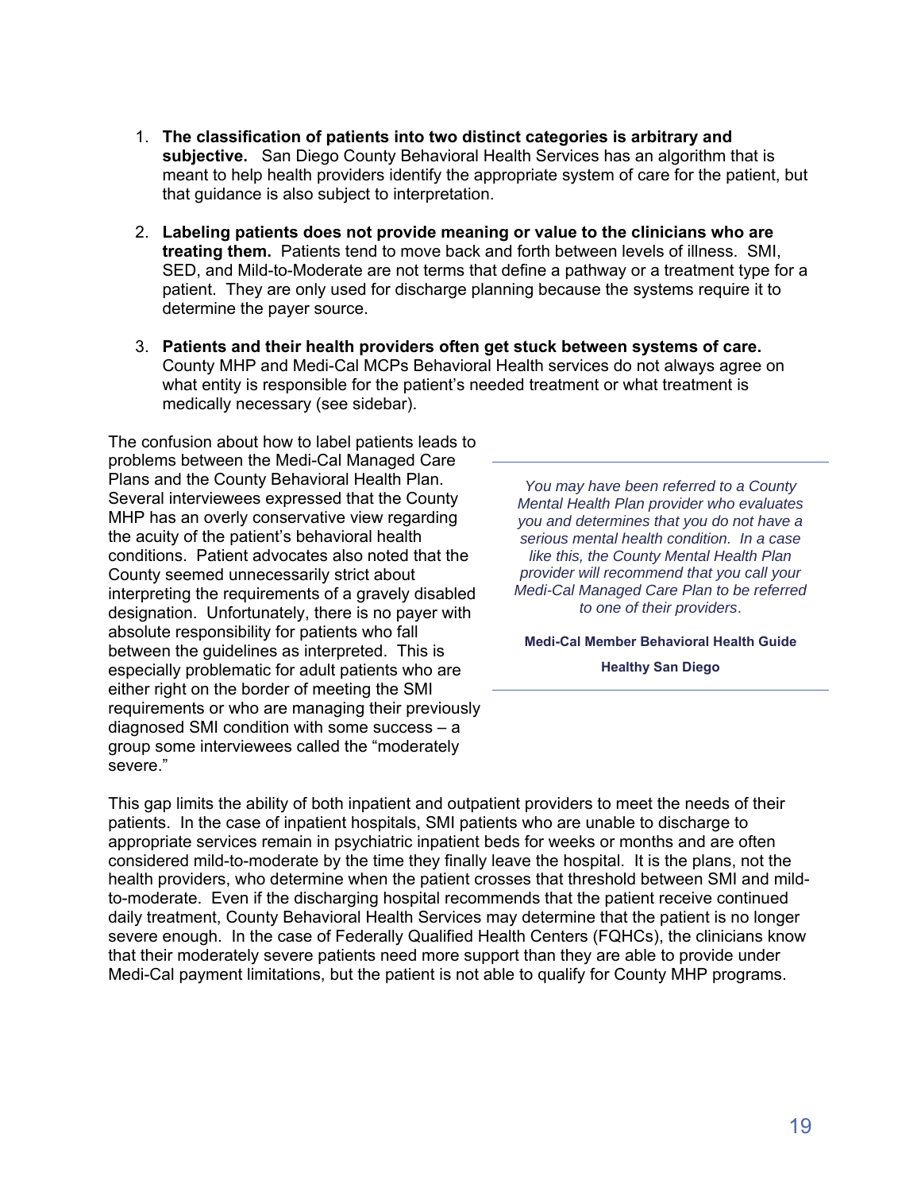1. **The classification of patients into two distinct categories is arbitrary and subjective.** San Diego County Behavioral Health Services has an algorithm that is meant to help health providers identify the appropriate system of care for the patient, but that guidance is also subject to interpretation.

2. **Labeling patients does not provide meaning or value to the clinicians who are treating them.** Patients tend to move back and forth between levels of illness. SMI, SED, and Mild-to-Moderate are not terms that define a pathway or a treatment type for a patient. They are only used for discharge planning because the systems require it to determine the payer source.

3. **Patients and their health providers often get stuck between systems of care.** County MHP and Medi-Cal MCPs Behavioral Health services do not always agree on what entity is responsible for the patient's needed treatment or what treatment is medically necessary (see sidebar).

The confusion about how to label patients leads to problems between the Medi-Cal Managed Care Plans and the County Behavioral Health Plan. Several interviewees expressed that the County MHP has an overly conservative view regarding the acuity of the patient's behavioral health conditions. Patient advocates also noted that the County seemed unnecessarily strict about interpreting the requirements of a gravely disabled designation. Unfortunately, there is no payer with absolute responsibility for patients who fall between the guidelines as interpreted. This is especially problematic for adult patients who are either right on the border of meeting the SMI requirements or who are managing their previously diagnosed SMI condition with some success – a group some interviewees called the "moderately severe."

---

*You may have been referred to a County Mental Health Plan provider who evaluates you and determines that you do not have a serious mental health condition. In a case like this, the County Mental Health Plan provider will recommend that you call your Medi-Cal Managed Care Plan to be referred to one of their providers.*

**Medi-Cal Member Behavioral Health Guide**

**Healthy San Diego**

---

This gap limits the ability of both inpatient and outpatient providers to meet the needs of their patients. In the case of inpatient hospitals, SMI patients who are unable to discharge to appropriate services remain in psychiatric inpatient beds for weeks or months and are often considered mild-to-moderate by the time they finally leave the hospital. It is the plans, not the health providers, who determine when the patient crosses that threshold between SMI and mild-to-moderate. Even if the discharging hospital recommends that the patient receive continued daily treatment, County Behavioral Health Services may determine that the patient is no longer severe enough. In the case of Federally Qualified Health Centers (FQHCs), the clinicians know that their moderately severe patients need more support than they are able to provide under Medi-Cal payment limitations, but the patient is not able to qualify for County MHP programs.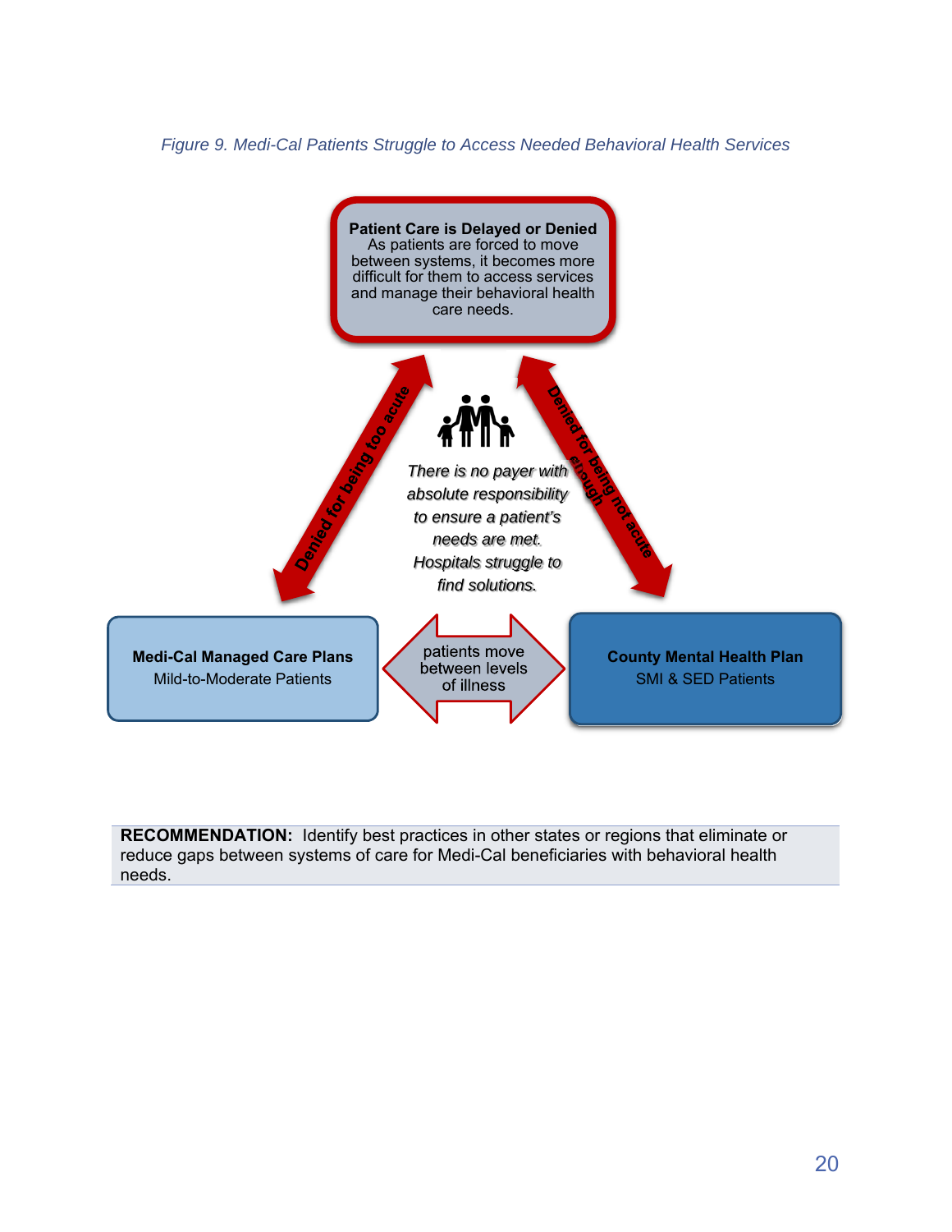*Figure 9. Medi-Cal Patients Struggle to Access Needed Behavioral Health Services*

**Patient Care is Delayed or Denied**
As patients are forced to move between systems, it becomes more difficult for them to access services and manage their behavioral health care needs.

Denied for being too acute

Denied for being not acute enough

*There is no payer with absolute responsibility to ensure a patient's needs are met. Hospitals struggle to find solutions.*

**Medi-Cal Managed Care Plans**
Mild-to-Moderate Patients

patients move between levels of illness

**County Mental Health Plan**
SMI & SED Patients

**RECOMMENDATION:** Identify best practices in other states or regions that eliminate or reduce gaps between systems of care for Medi-Cal beneficiaries with behavioral health needs.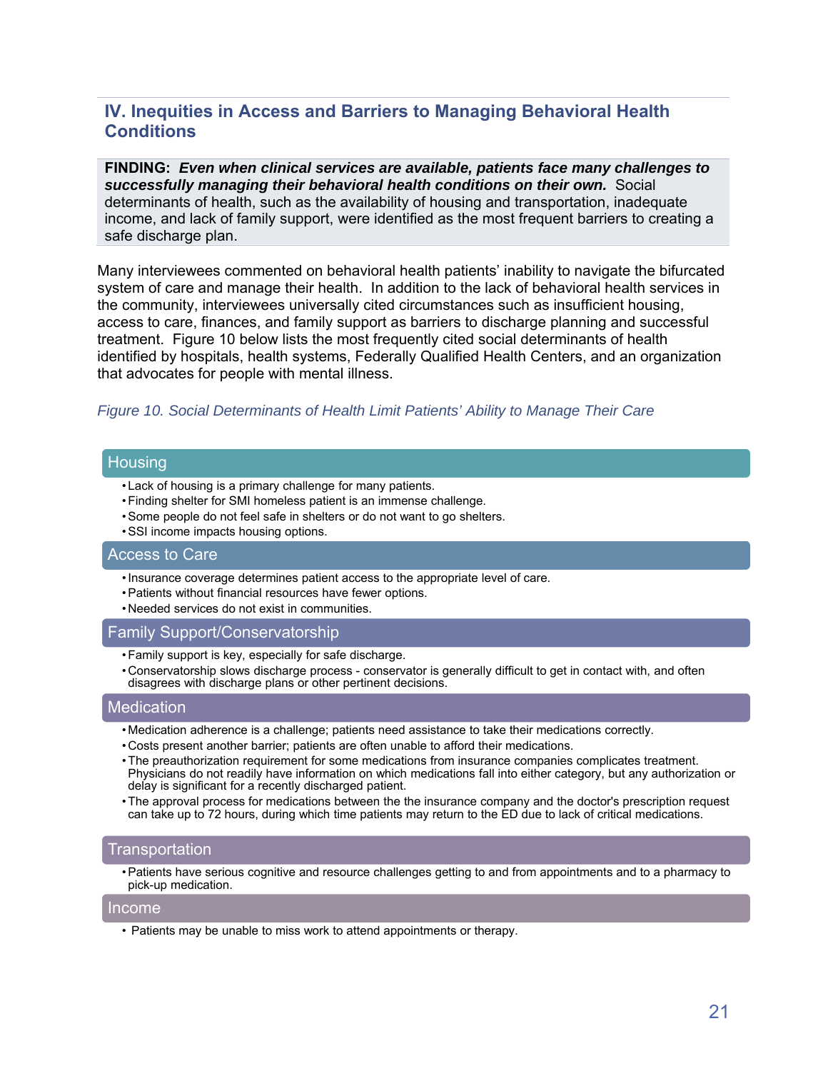## IV. Inequities in Access and Barriers to Managing Behavioral Health Conditions

**FINDING:** ***Even when clinical services are available, patients face many challenges to successfully managing their behavioral health conditions on their own.*** Social determinants of health, such as the availability of housing and transportation, inadequate income, and lack of family support, were identified as the most frequent barriers to creating a safe discharge plan.

Many interviewees commented on behavioral health patients' inability to navigate the bifurcated system of care and manage their health. In addition to the lack of behavioral health services in the community, interviewees universally cited circumstances such as insufficient housing, access to care, finances, and family support as barriers to discharge planning and successful treatment. Figure 10 below lists the most frequently cited social determinants of health identified by hospitals, health systems, Federally Qualified Health Centers, and an organization that advocates for people with mental illness.

*Figure 10. Social Determinants of Health Limit Patients' Ability to Manage Their Care*

**Housing**

- Lack of housing is a primary challenge for many patients.
- Finding shelter for SMI homeless patient is an immense challenge.
- Some people do not feel safe in shelters or do not want to go shelters.
- SSI income impacts housing options.

**Access to Care**

- Insurance coverage determines patient access to the appropriate level of care.
- Patients without financial resources have fewer options.
- Needed services do not exist in communities.

**Family Support/Conservatorship**

- Family support is key, especially for safe discharge.
- Conservatorship slows discharge process - conservator is generally difficult to get in contact with, and often disagrees with discharge plans or other pertinent decisions.

**Medication**

- Medication adherence is a challenge; patients need assistance to take their medications correctly.
- Costs present another barrier; patients are often unable to afford their medications.
- The preauthorization requirement for some medications from insurance companies complicates treatment. Physicians do not readily have information on which medications fall into either category, but any authorization or delay is significant for a recently discharged patient.
- The approval process for medications between the the insurance company and the doctor's prescription request can take up to 72 hours, during which time patients may return to the ED due to lack of critical medications.

**Transportation**

- Patients have serious cognitive and resource challenges getting to and from appointments and to a pharmacy to pick-up medication.

**Income**

- Patients may be unable to miss work to attend appointments or therapy.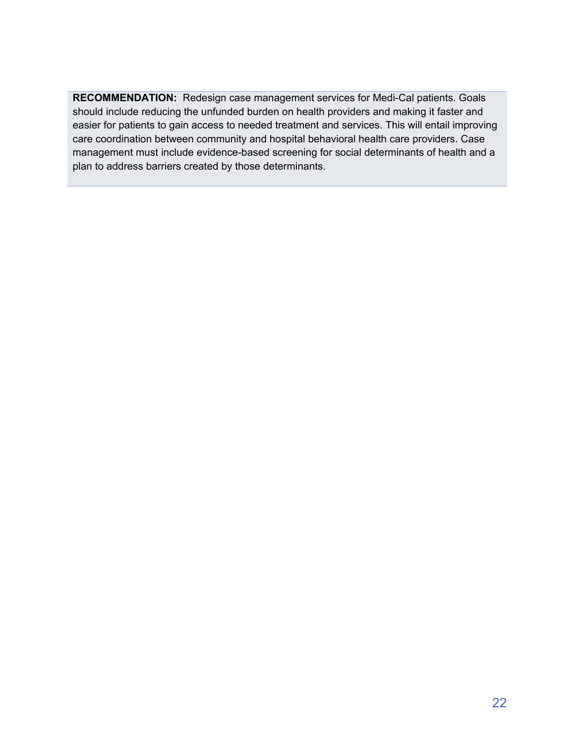**RECOMMENDATION:** Redesign case management services for Medi-Cal patients. Goals should include reducing the unfunded burden on health providers and making it faster and easier for patients to gain access to needed treatment and services. This will entail improving care coordination between community and hospital behavioral health care providers. Case management must include evidence-based screening for social determinants of health and a plan to address barriers created by those determinants.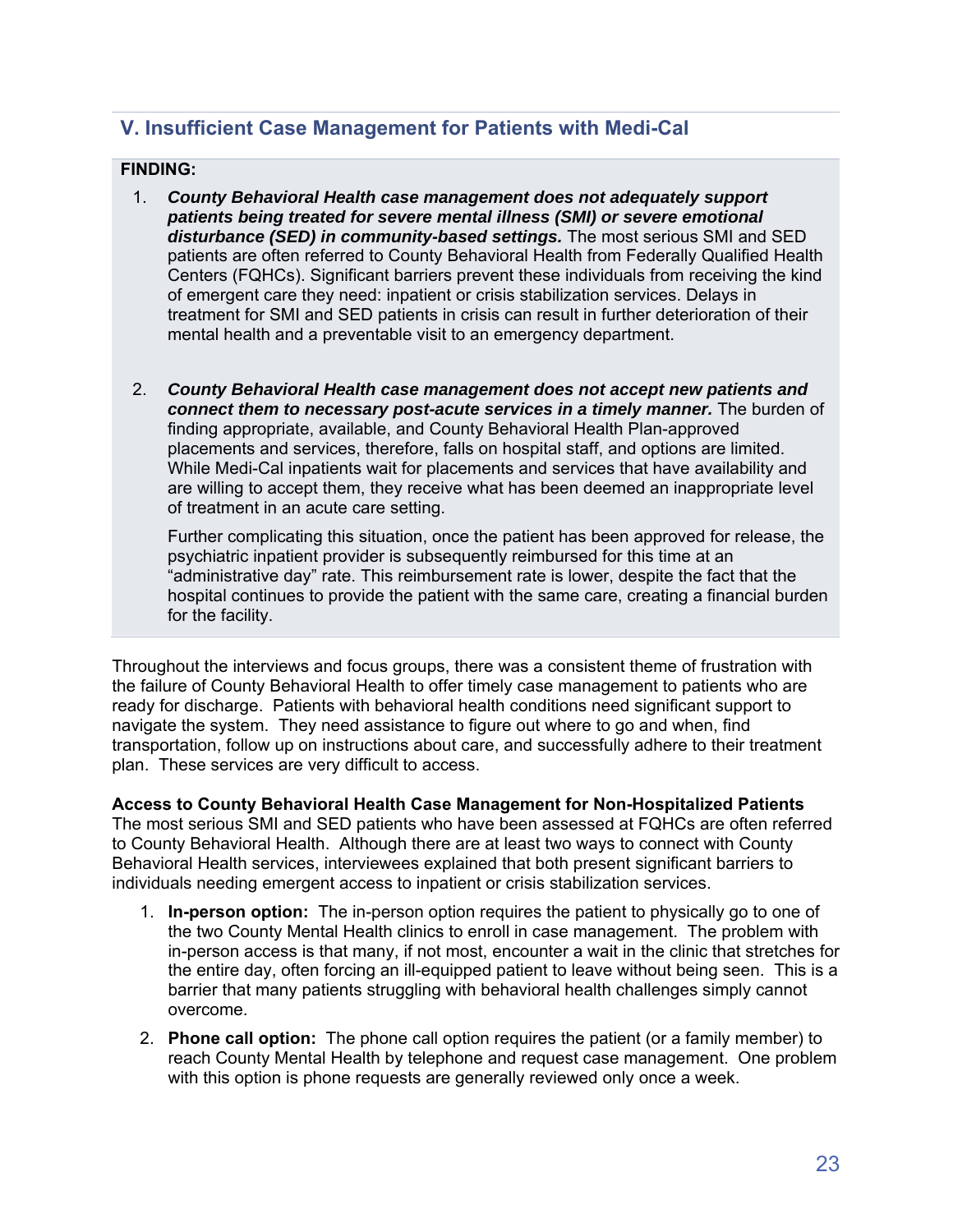## V. Insufficient Case Management for Patients with Medi-Cal

**FINDING:**

1. ***County Behavioral Health case management does not adequately support patients being treated for severe mental illness (SMI) or severe emotional disturbance (SED) in community-based settings.*** The most serious SMI and SED patients are often referred to County Behavioral Health from Federally Qualified Health Centers (FQHCs). Significant barriers prevent these individuals from receiving the kind of emergent care they need: inpatient or crisis stabilization services. Delays in treatment for SMI and SED patients in crisis can result in further deterioration of their mental health and a preventable visit to an emergency department.

2. ***County Behavioral Health case management does not accept new patients and connect them to necessary post-acute services in a timely manner.*** The burden of finding appropriate, available, and County Behavioral Health Plan-approved placements and services, therefore, falls on hospital staff, and options are limited. While Medi-Cal inpatients wait for placements and services that have availability and are willing to accept them, they receive what has been deemed an inappropriate level of treatment in an acute care setting.

   Further complicating this situation, once the patient has been approved for release, the psychiatric inpatient provider is subsequently reimbursed for this time at an "administrative day" rate. This reimbursement rate is lower, despite the fact that the hospital continues to provide the patient with the same care, creating a financial burden for the facility.

Throughout the interviews and focus groups, there was a consistent theme of frustration with the failure of County Behavioral Health to offer timely case management to patients who are ready for discharge. Patients with behavioral health conditions need significant support to navigate the system. They need assistance to figure out where to go and when, find transportation, follow up on instructions about care, and successfully adhere to their treatment plan. These services are very difficult to access.

**Access to County Behavioral Health Case Management for Non-Hospitalized Patients**
The most serious SMI and SED patients who have been assessed at FQHCs are often referred to County Behavioral Health. Although there are at least two ways to connect with County Behavioral Health services, interviewees explained that both present significant barriers to individuals needing emergent access to inpatient or crisis stabilization services.

1. **In-person option:** The in-person option requires the patient to physically go to one of the two County Mental Health clinics to enroll in case management. The problem with in-person access is that many, if not most, encounter a wait in the clinic that stretches for the entire day, often forcing an ill-equipped patient to leave without being seen. This is a barrier that many patients struggling with behavioral health challenges simply cannot overcome.

2. **Phone call option:** The phone call option requires the patient (or a family member) to reach County Mental Health by telephone and request case management. One problem with this option is phone requests are generally reviewed only once a week.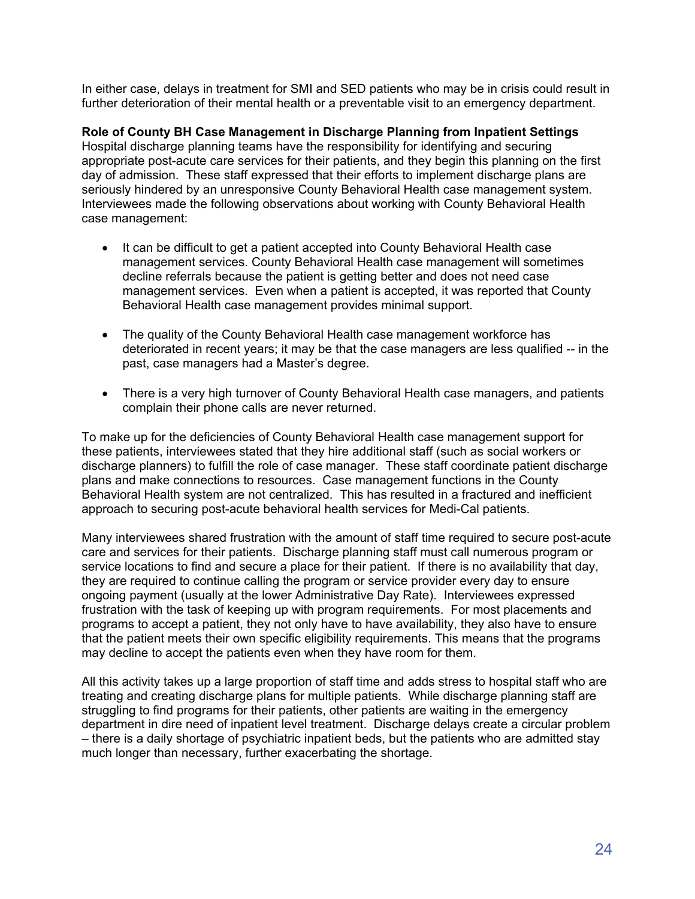In either case, delays in treatment for SMI and SED patients who may be in crisis could result in further deterioration of their mental health or a preventable visit to an emergency department.

**Role of County BH Case Management in Discharge Planning from Inpatient Settings**
Hospital discharge planning teams have the responsibility for identifying and securing appropriate post-acute care services for their patients, and they begin this planning on the first day of admission. These staff expressed that their efforts to implement discharge plans are seriously hindered by an unresponsive County Behavioral Health case management system. Interviewees made the following observations about working with County Behavioral Health case management:

- It can be difficult to get a patient accepted into County Behavioral Health case management services. County Behavioral Health case management will sometimes decline referrals because the patient is getting better and does not need case management services. Even when a patient is accepted, it was reported that County Behavioral Health case management provides minimal support.

- The quality of the County Behavioral Health case management workforce has deteriorated in recent years; it may be that the case managers are less qualified -- in the past, case managers had a Master's degree.

- There is a very high turnover of County Behavioral Health case managers, and patients complain their phone calls are never returned.

To make up for the deficiencies of County Behavioral Health case management support for these patients, interviewees stated that they hire additional staff (such as social workers or discharge planners) to fulfill the role of case manager. These staff coordinate patient discharge plans and make connections to resources. Case management functions in the County Behavioral Health system are not centralized. This has resulted in a fractured and inefficient approach to securing post-acute behavioral health services for Medi-Cal patients.

Many interviewees shared frustration with the amount of staff time required to secure post-acute care and services for their patients. Discharge planning staff must call numerous program or service locations to find and secure a place for their patient. If there is no availability that day, they are required to continue calling the program or service provider every day to ensure ongoing payment (usually at the lower Administrative Day Rate). Interviewees expressed frustration with the task of keeping up with program requirements. For most placements and programs to accept a patient, they not only have to have availability, they also have to ensure that the patient meets their own specific eligibility requirements. This means that the programs may decline to accept the patients even when they have room for them.

All this activity takes up a large proportion of staff time and adds stress to hospital staff who are treating and creating discharge plans for multiple patients. While discharge planning staff are struggling to find programs for their patients, other patients are waiting in the emergency department in dire need of inpatient level treatment. Discharge delays create a circular problem – there is a daily shortage of psychiatric inpatient beds, but the patients who are admitted stay much longer than necessary, further exacerbating the shortage.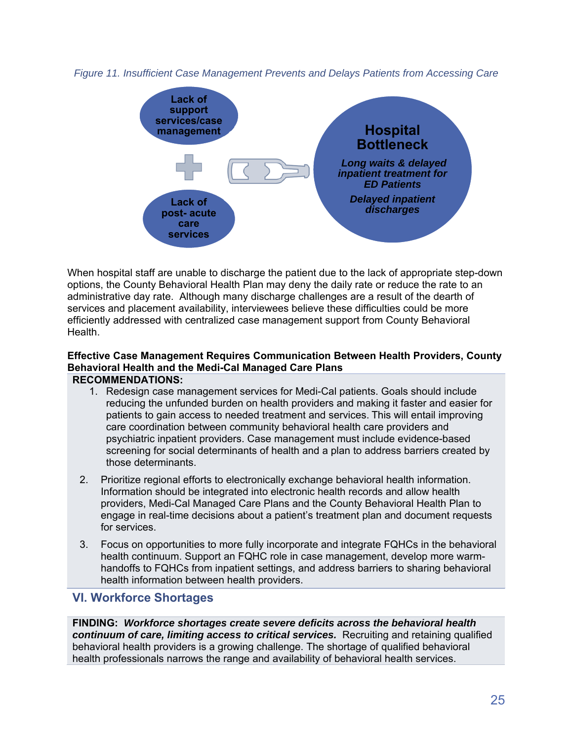*Figure 11. Insufficient Case Management Prevents and Delays Patients from Accessing Care*

Lack of support services/case management

Lack of post- acute care services

**Hospital Bottleneck**

***Long waits & delayed inpatient treatment for ED Patients***

***Delayed inpatient discharges***

When hospital staff are unable to discharge the patient due to the lack of appropriate step-down options, the County Behavioral Health Plan may deny the daily rate or reduce the rate to an administrative day rate. Although many discharge challenges are a result of the dearth of services and placement availability, interviewees believe these difficulties could be more efficiently addressed with centralized case management support from County Behavioral Health.

**Effective Case Management Requires Communication Between Health Providers, County Behavioral Health and the Medi-Cal Managed Care Plans**

**RECOMMENDATIONS:**

1. Redesign case management services for Medi-Cal patients. Goals should include reducing the unfunded burden on health providers and making it faster and easier for patients to gain access to needed treatment and services. This will entail improving care coordination between community behavioral health care providers and psychiatric inpatient providers. Case management must include evidence-based screening for social determinants of health and a plan to address barriers created by those determinants.

2. Prioritize regional efforts to electronically exchange behavioral health information. Information should be integrated into electronic health records and allow health providers, Medi-Cal Managed Care Plans and the County Behavioral Health Plan to engage in real-time decisions about a patient's treatment plan and document requests for services.

3. Focus on opportunities to more fully incorporate and integrate FQHCs in the behavioral health continuum. Support an FQHC role in case management, develop more warm-handoffs to FQHCs from inpatient settings, and address barriers to sharing behavioral health information between health providers.

## VI. Workforce Shortages

**FINDING:** ***Workforce shortages create severe deficits across the behavioral health continuum of care, limiting access to critical services.*** Recruiting and retaining qualified behavioral health providers is a growing challenge. The shortage of qualified behavioral health professionals narrows the range and availability of behavioral health services.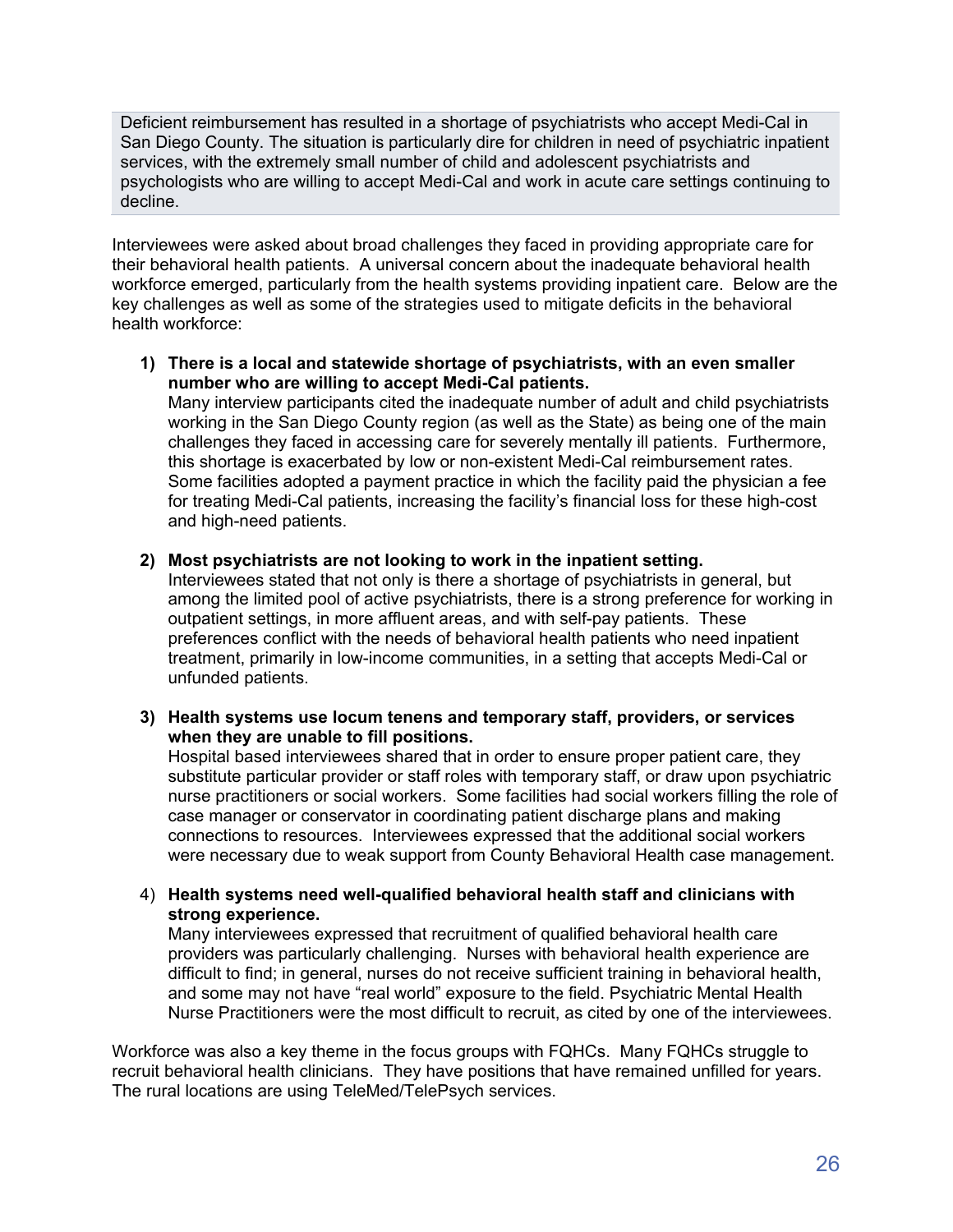> Deficient reimbursement has resulted in a shortage of psychiatrists who accept Medi-Cal in San Diego County. The situation is particularly dire for children in need of psychiatric inpatient services, with the extremely small number of child and adolescent psychiatrists and psychologists who are willing to accept Medi-Cal and work in acute care settings continuing to decline.

Interviewees were asked about broad challenges they faced in providing appropriate care for their behavioral health patients. A universal concern about the inadequate behavioral health workforce emerged, particularly from the health systems providing inpatient care. Below are the key challenges as well as some of the strategies used to mitigate deficits in the behavioral health workforce:

1) **There is a local and statewide shortage of psychiatrists, with an even smaller number who are willing to accept Medi-Cal patients.**
   Many interview participants cited the inadequate number of adult and child psychiatrists working in the San Diego County region (as well as the State) as being one of the main challenges they faced in accessing care for severely mentally ill patients. Furthermore, this shortage is exacerbated by low or non-existent Medi-Cal reimbursement rates. Some facilities adopted a payment practice in which the facility paid the physician a fee for treating Medi-Cal patients, increasing the facility's financial loss for these high-cost and high-need patients.

2) **Most psychiatrists are not looking to work in the inpatient setting.**
   Interviewees stated that not only is there a shortage of psychiatrists in general, but among the limited pool of active psychiatrists, there is a strong preference for working in outpatient settings, in more affluent areas, and with self-pay patients. These preferences conflict with the needs of behavioral health patients who need inpatient treatment, primarily in low-income communities, in a setting that accepts Medi-Cal or unfunded patients.

3) **Health systems use locum tenens and temporary staff, providers, or services when they are unable to fill positions.**
   Hospital based interviewees shared that in order to ensure proper patient care, they substitute particular provider or staff roles with temporary staff, or draw upon psychiatric nurse practitioners or social workers. Some facilities had social workers filling the role of case manager or conservator in coordinating patient discharge plans and making connections to resources. Interviewees expressed that the additional social workers were necessary due to weak support from County Behavioral Health case management.

4) **Health systems need well-qualified behavioral health staff and clinicians with strong experience.**
   Many interviewees expressed that recruitment of qualified behavioral health care providers was particularly challenging. Nurses with behavioral health experience are difficult to find; in general, nurses do not receive sufficient training in behavioral health, and some may not have "real world" exposure to the field. Psychiatric Mental Health Nurse Practitioners were the most difficult to recruit, as cited by one of the interviewees.

Workforce was also a key theme in the focus groups with FQHCs. Many FQHCs struggle to recruit behavioral health clinicians. They have positions that have remained unfilled for years. The rural locations are using TeleMed/TelePsych services.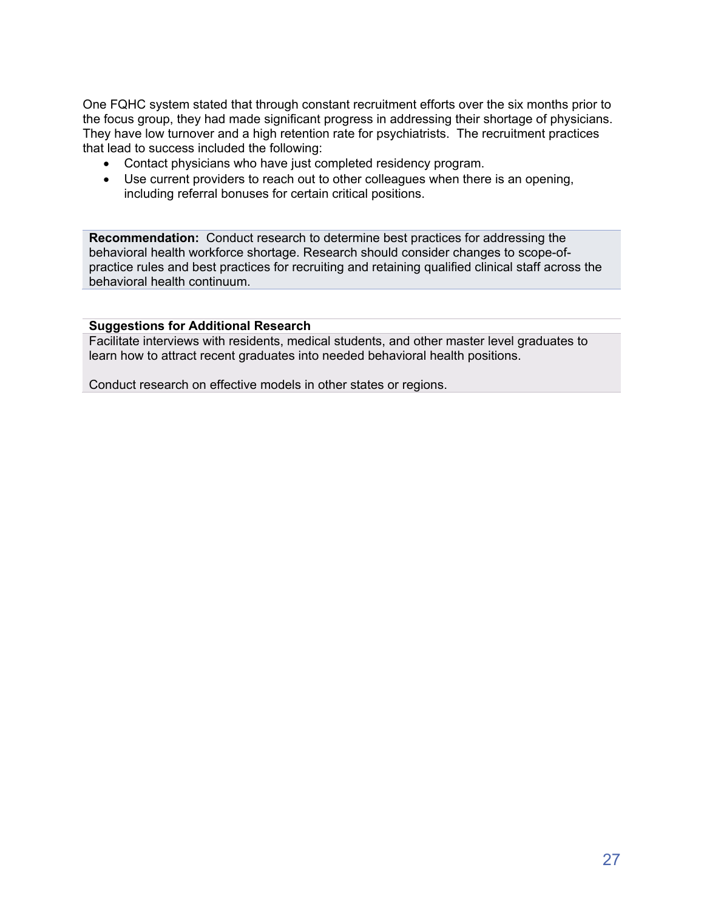One FQHC system stated that through constant recruitment efforts over the six months prior to the focus group, they had made significant progress in addressing their shortage of physicians. They have low turnover and a high retention rate for psychiatrists. The recruitment practices that lead to success included the following:

- Contact physicians who have just completed residency program.
- Use current providers to reach out to other colleagues when there is an opening, including referral bonuses for certain critical positions.

**Recommendation:** Conduct research to determine best practices for addressing the behavioral health workforce shortage. Research should consider changes to scope-of-practice rules and best practices for recruiting and retaining qualified clinical staff across the behavioral health continuum.

**Suggestions for Additional Research**

Facilitate interviews with residents, medical students, and other master level graduates to learn how to attract recent graduates into needed behavioral health positions.

Conduct research on effective models in other states or regions.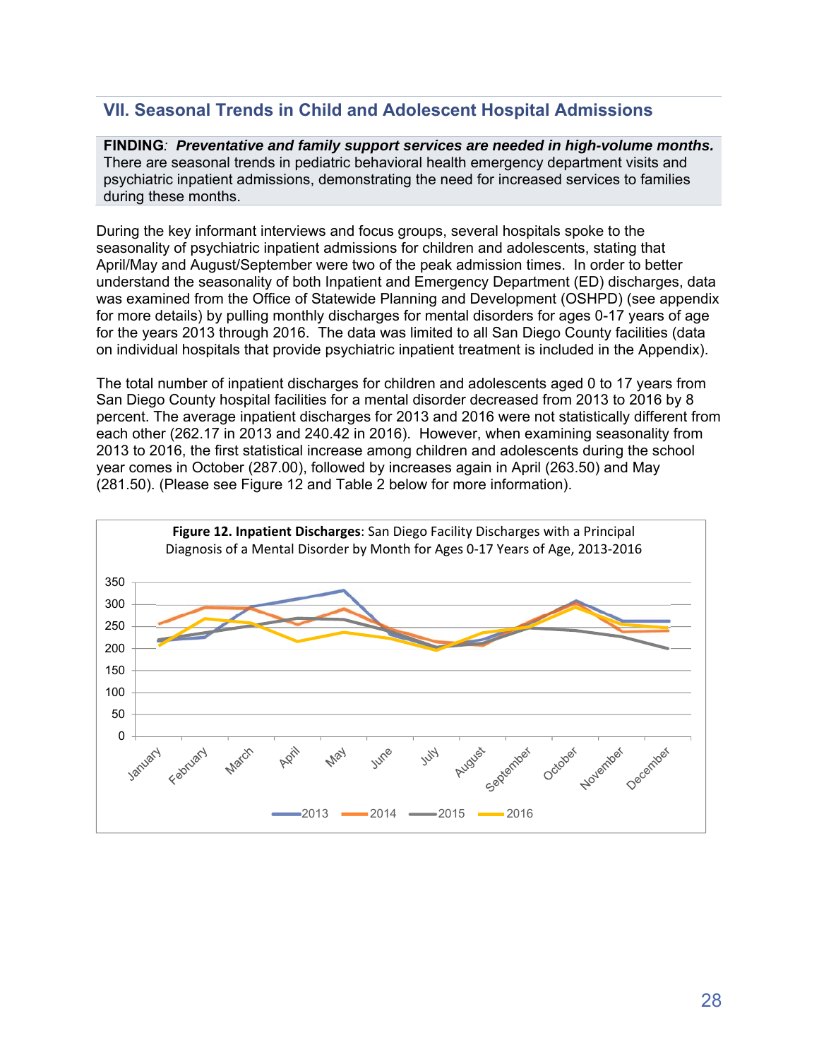## VII. Seasonal Trends in Child and Adolescent Hospital Admissions

**FINDING*:* *Preventative and family support services are needed in high-volume months.*** There are seasonal trends in pediatric behavioral health emergency department visits and psychiatric inpatient admissions, demonstrating the need for increased services to families during these months.

During the key informant interviews and focus groups, several hospitals spoke to the seasonality of psychiatric inpatient admissions for children and adolescents, stating that April/May and August/September were two of the peak admission times. In order to better understand the seasonality of both Inpatient and Emergency Department (ED) discharges, data was examined from the Office of Statewide Planning and Development (OSHPD) (see appendix for more details) by pulling monthly discharges for mental disorders for ages 0-17 years of age for the years 2013 through 2016. The data was limited to all San Diego County facilities (data on individual hospitals that provide psychiatric inpatient treatment is included in the Appendix).

The total number of inpatient discharges for children and adolescents aged 0 to 17 years from San Diego County hospital facilities for a mental disorder decreased from 2013 to 2016 by 8 percent. The average inpatient discharges for 2013 and 2016 were not statistically different from each other (262.17 in 2013 and 240.42 in 2016). However, when examining seasonality from 2013 to 2016, the first statistical increase among children and adolescents during the school year comes in October (287.00), followed by increases again in April (263.50) and May (281.50). (Please see Figure 12 and Table 2 below for more information).

**Figure 12. Inpatient Discharges**: San Diego Facility Discharges with a Principal Diagnosis of a Mental Disorder by Month for Ages 0-17 Years of Age, 2013-2016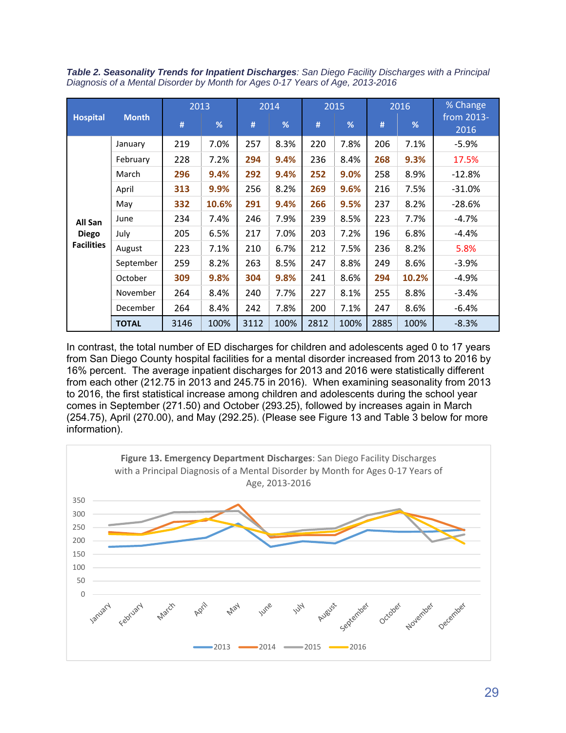***Table 2. Seasonality Trends for Inpatient Discharges**: San Diego Facility Discharges with a Principal Diagnosis of a Mental Disorder by Month for Ages 0-17 Years of Age, 2013-2016*

| Hospital | Month | 2013 | | 2014 | | 2015 | | 2016 | | % Change from 2013-2016 |
|---|---|---|---|---|---|---|---|---|---|---|
| | | # | % | # | % | # | % | # | % | |
| All San Diego Facilities | January | 219 | 7.0% | 257 | 8.3% | 220 | 7.8% | 206 | 7.1% | -5.9% |
| | February | 228 | 7.2% | **294** | **9.4%** | 236 | 8.4% | **268** | **9.3%** | 17.5% |
| | March | **296** | **9.4%** | **292** | **9.4%** | **252** | **9.0%** | 258 | 8.9% | -12.8% |
| | April | **313** | **9.9%** | 256 | 8.2% | **269** | **9.6%** | 216 | 7.5% | -31.0% |
| | May | **332** | **10.6%** | **291** | **9.4%** | **266** | **9.5%** | 237 | 8.2% | -28.6% |
| | June | 234 | 7.4% | 246 | 7.9% | 239 | 8.5% | 223 | 7.7% | -4.7% |
| | July | 205 | 6.5% | 217 | 7.0% | 203 | 7.2% | 196 | 6.8% | -4.4% |
| | August | 223 | 7.1% | 210 | 6.7% | 212 | 7.5% | 236 | 8.2% | 5.8% |
| | September | 259 | 8.2% | 263 | 8.5% | 247 | 8.8% | 249 | 8.6% | -3.9% |
| | October | **309** | **9.8%** | **304** | **9.8%** | 241 | 8.6% | **294** | **10.2%** | -4.9% |
| | November | 264 | 8.4% | 240 | 7.7% | 227 | 8.1% | 255 | 8.8% | -3.4% |
| | December | 264 | 8.4% | 242 | 7.8% | 200 | 7.1% | 247 | 8.6% | -6.4% |
| | **TOTAL** | 3146 | 100% | 3112 | 100% | 2812 | 100% | 2885 | 100% | -8.3% |

In contrast, the total number of ED discharges for children and adolescents aged 0 to 17 years from San Diego County hospital facilities for a mental disorder increased from 2013 to 2016 by 16% percent. The average inpatient discharges for 2013 and 2016 were statistically different from each other (212.75 in 2013 and 245.75 in 2016). When examining seasonality from 2013 to 2016, the first statistical increase among children and adolescents during the school year comes in September (271.50) and October (293.25), followed by increases again in March (254.75), April (270.00), and May (292.25). (Please see Figure 13 and Table 3 below for more information).

**Figure 13. Emergency Department Discharges**: San Diego Facility Discharges with a Principal Diagnosis of a Mental Disorder by Month for Ages 0-17 Years of Age, 2013-2016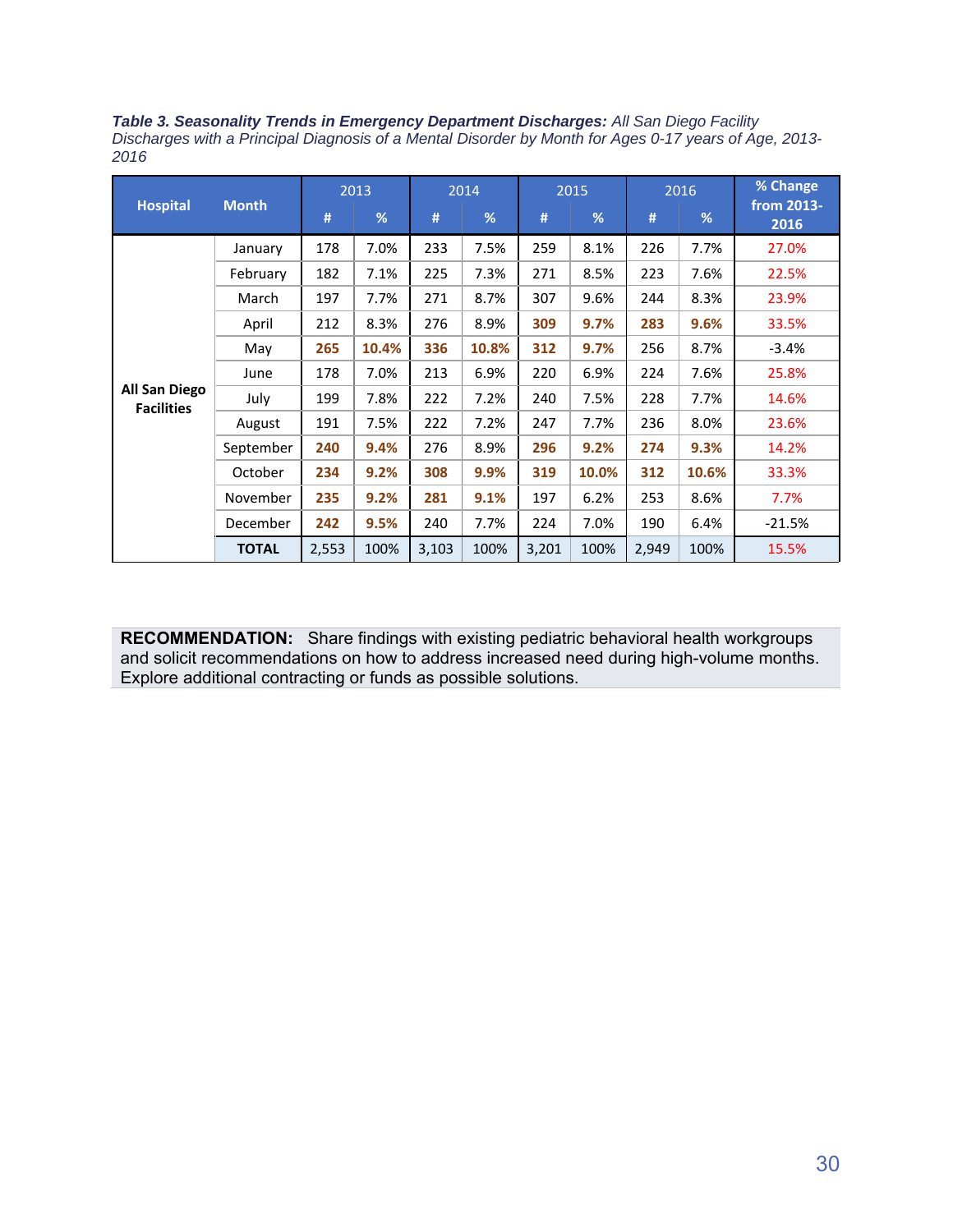***Table 3. Seasonality Trends in Emergency Department Discharges:*** *All San Diego Facility Discharges with a Principal Diagnosis of a Mental Disorder by Month for Ages 0-17 years of Age, 2013-2016*

| Hospital | Month | 2013 | | 2014 | | 2015 | | 2016 | | % Change from 2013-2016 |
|---|---|---|---|---|---|---|---|---|---|---|
| | | # | % | # | % | # | % | # | % | |
| All San Diego Facilities | January | 178 | 7.0% | 233 | 7.5% | 259 | 8.1% | 226 | 7.7% | 27.0% |
| | February | 182 | 7.1% | 225 | 7.3% | 271 | 8.5% | 223 | 7.6% | 22.5% |
| | March | 197 | 7.7% | 271 | 8.7% | 307 | 9.6% | 244 | 8.3% | 23.9% |
| | April | 212 | 8.3% | 276 | 8.9% | **309** | **9.7%** | **283** | **9.6%** | 33.5% |
| | May | **265** | **10.4%** | **336** | **10.8%** | **312** | **9.7%** | 256 | 8.7% | -3.4% |
| | June | 178 | 7.0% | 213 | 6.9% | 220 | 6.9% | 224 | 7.6% | 25.8% |
| | July | 199 | 7.8% | 222 | 7.2% | 240 | 7.5% | 228 | 7.7% | 14.6% |
| | August | 191 | 7.5% | 222 | 7.2% | 247 | 7.7% | 236 | 8.0% | 23.6% |
| | September | **240** | **9.4%** | 276 | 8.9% | **296** | **9.2%** | **274** | **9.3%** | 14.2% |
| | October | **234** | **9.2%** | **308** | **9.9%** | **319** | **10.0%** | **312** | **10.6%** | 33.3% |
| | November | **235** | **9.2%** | **281** | **9.1%** | 197 | 6.2% | 253 | 8.6% | 7.7% |
| | December | **242** | **9.5%** | 240 | 7.7% | 224 | 7.0% | 190 | 6.4% | -21.5% |
| | **TOTAL** | 2,553 | 100% | 3,103 | 100% | 3,201 | 100% | 2,949 | 100% | 15.5% |

**RECOMMENDATION:** Share findings with existing pediatric behavioral health workgroups and solicit recommendations on how to address increased need during high-volume months. Explore additional contracting or funds as possible solutions.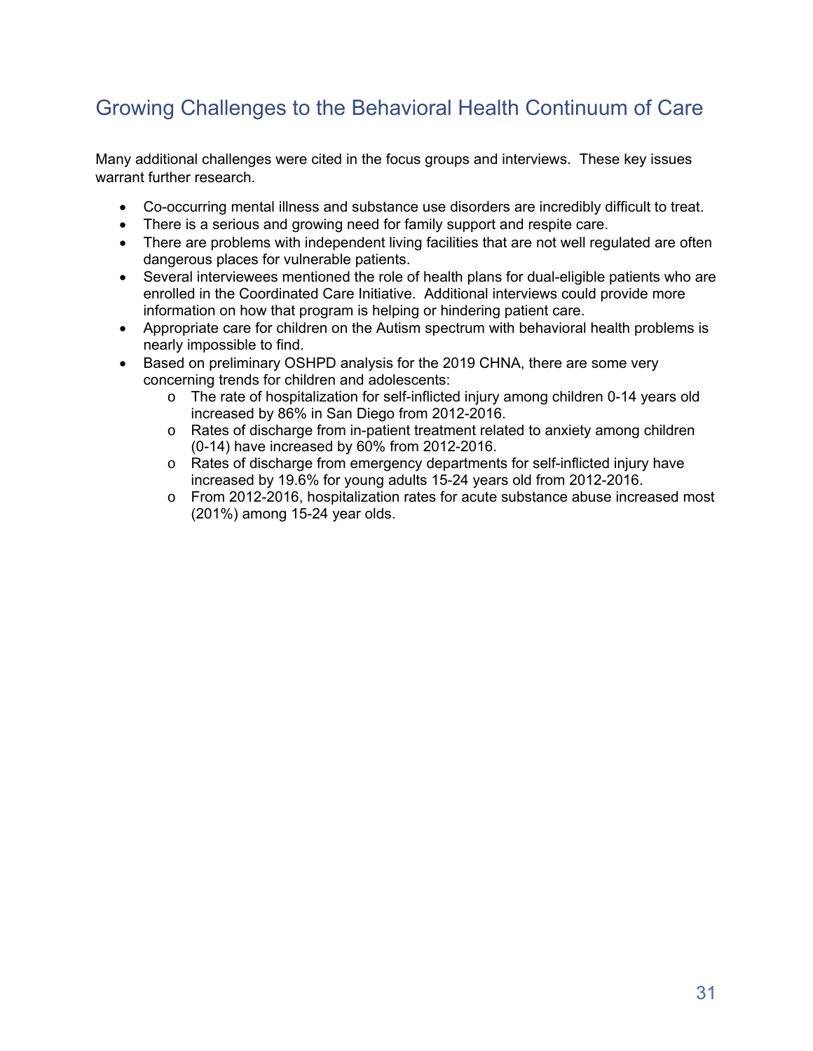## Growing Challenges to the Behavioral Health Continuum of Care

Many additional challenges were cited in the focus groups and interviews. These key issues warrant further research.

- Co-occurring mental illness and substance use disorders are incredibly difficult to treat.
- There is a serious and growing need for family support and respite care.
- There are problems with independent living facilities that are not well regulated are often dangerous places for vulnerable patients.
- Several interviewees mentioned the role of health plans for dual-eligible patients who are enrolled in the Coordinated Care Initiative. Additional interviews could provide more information on how that program is helping or hindering patient care.
- Appropriate care for children on the Autism spectrum with behavioral health problems is nearly impossible to find.
- Based on preliminary OSHPD analysis for the 2019 CHNA, there are some very concerning trends for children and adolescents:
    - The rate of hospitalization for self-inflicted injury among children 0-14 years old increased by 86% in San Diego from 2012-2016.
    - Rates of discharge from in-patient treatment related to anxiety among children (0-14) have increased by 60% from 2012-2016.
    - Rates of discharge from emergency departments for self-inflicted injury have increased by 19.6% for young adults 15-24 years old from 2012-2016.
    - From 2012-2016, hospitalization rates for acute substance abuse increased most (201%) among 15-24 year olds.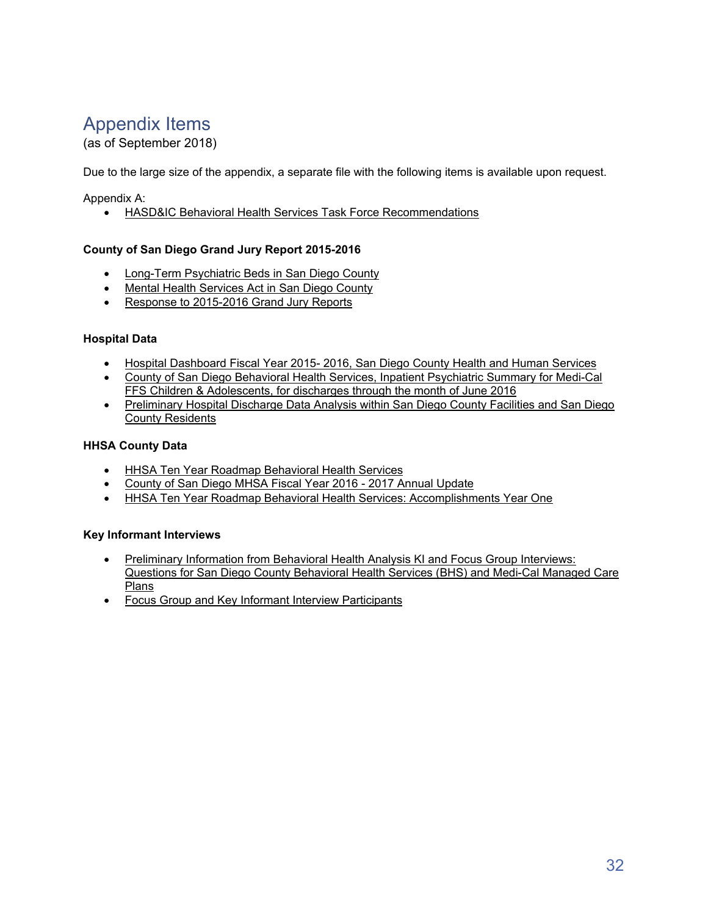# Appendix Items

(as of September 2018)

Due to the large size of the appendix, a separate file with the following items is available upon request.

Appendix A:

- HASD&IC Behavioral Health Services Task Force Recommendations

**County of San Diego Grand Jury Report 2015-2016**

- Long-Term Psychiatric Beds in San Diego County
- Mental Health Services Act in San Diego County
- Response to 2015-2016 Grand Jury Reports

**Hospital Data**

- Hospital Dashboard Fiscal Year 2015- 2016, San Diego County Health and Human Services
- County of San Diego Behavioral Health Services, Inpatient Psychiatric Summary for Medi-Cal FFS Children & Adolescents, for discharges through the month of June 2016
- Preliminary Hospital Discharge Data Analysis within San Diego County Facilities and San Diego County Residents

**HHSA County Data**

- HHSA Ten Year Roadmap Behavioral Health Services
- County of San Diego MHSA Fiscal Year 2016 - 2017 Annual Update
- HHSA Ten Year Roadmap Behavioral Health Services: Accomplishments Year One

**Key Informant Interviews**

- Preliminary Information from Behavioral Health Analysis KI and Focus Group Interviews: Questions for San Diego County Behavioral Health Services (BHS) and Medi-Cal Managed Care Plans
- Focus Group and Key Informant Interview Participants